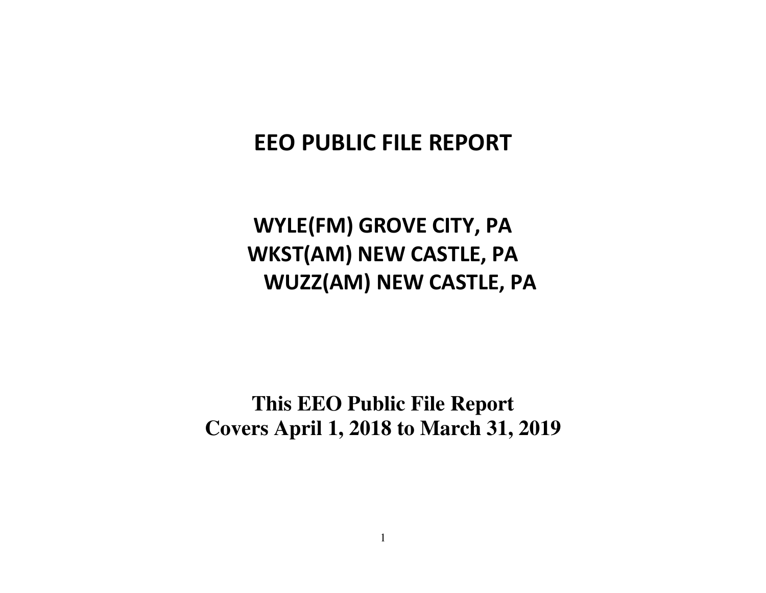# EEO PUBLIC FILE REPORT

## WYLE(FM) GROVE CITY, PA
## WKST(AM) NEW CASTLE, PA
## WUZZ(AM) NEW CASTLE, PA

**This EEO Public File Report**
**Covers April 1, 2018 to March 31, 2019**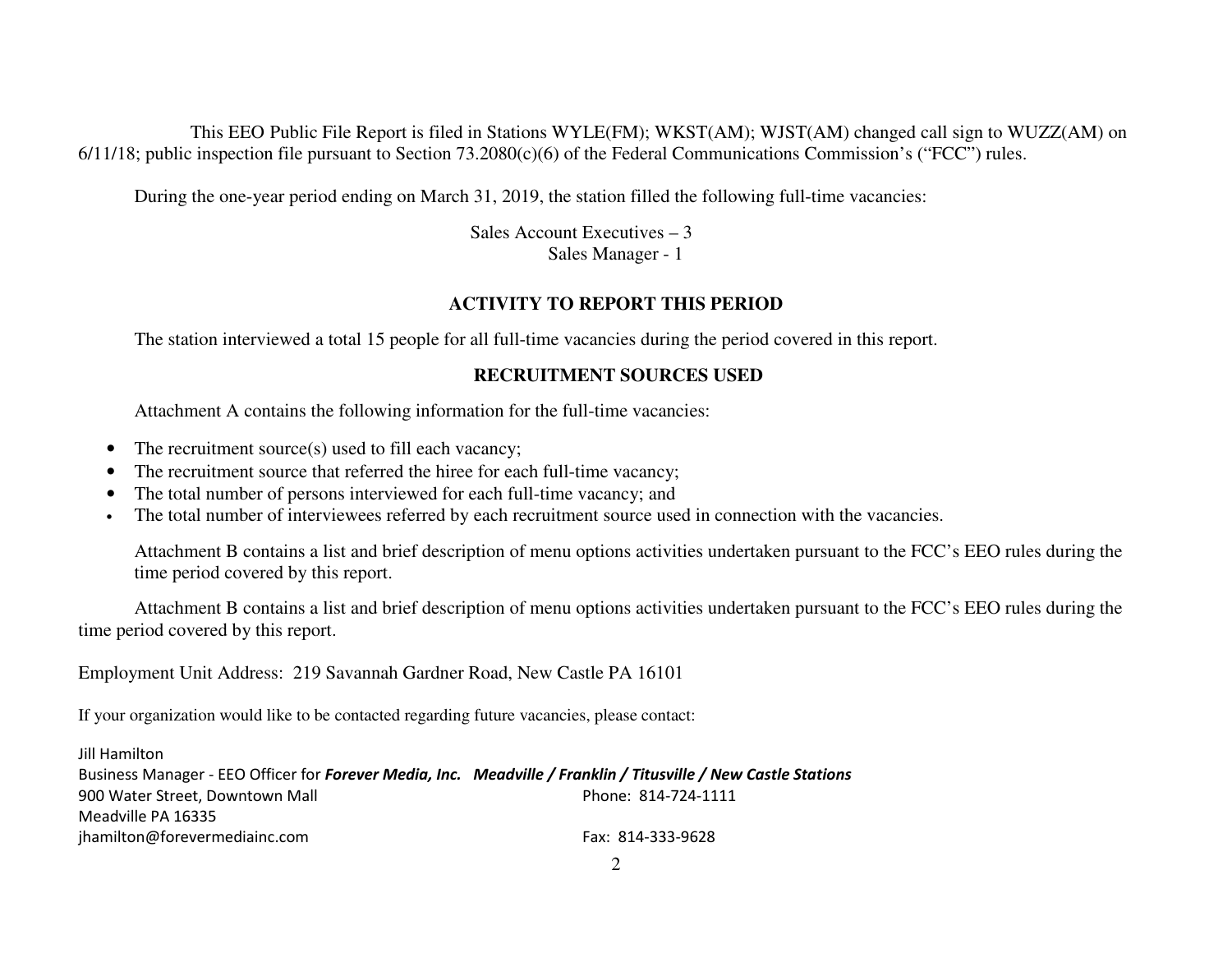This EEO Public File Report is filed in Stations WYLE(FM); WKST(AM); WJST(AM) changed call sign to WUZZ(AM) on 6/11/18; public inspection file pursuant to Section 73.2080(c)(6) of the Federal Communications Commission's ("FCC") rules.

During the one-year period ending on March 31, 2019, the station filled the following full-time vacancies:

Sales Account Executives – 3
Sales Manager - 1

## ACTIVITY TO REPORT THIS PERIOD

The station interviewed a total 15 people for all full-time vacancies during the period covered in this report.

## RECRUITMENT SOURCES USED

Attachment A contains the following information for the full-time vacancies:

- The recruitment source(s) used to fill each vacancy;
- The recruitment source that referred the hiree for each full-time vacancy;
- The total number of persons interviewed for each full-time vacancy; and
- The total number of interviewees referred by each recruitment source used in connection with the vacancies.

Attachment B contains a list and brief description of menu options activities undertaken pursuant to the FCC's EEO rules during the time period covered by this report.

Attachment B contains a list and brief description of menu options activities undertaken pursuant to the FCC's EEO rules during the time period covered by this report.

Employment Unit Address: 219 Savannah Gardner Road, New Castle PA 16101

If your organization would like to be contacted regarding future vacancies, please contact:

Jill Hamilton
Business Manager - EEO Officer for ***Forever Media, Inc. Meadville / Franklin / Titusville / New Castle Stations***
900 Water Street, Downtown Mall
Meadville PA 16335
jhamilton@forevermediainc.com

Phone: 814-724-1111
Fax: 814-333-9628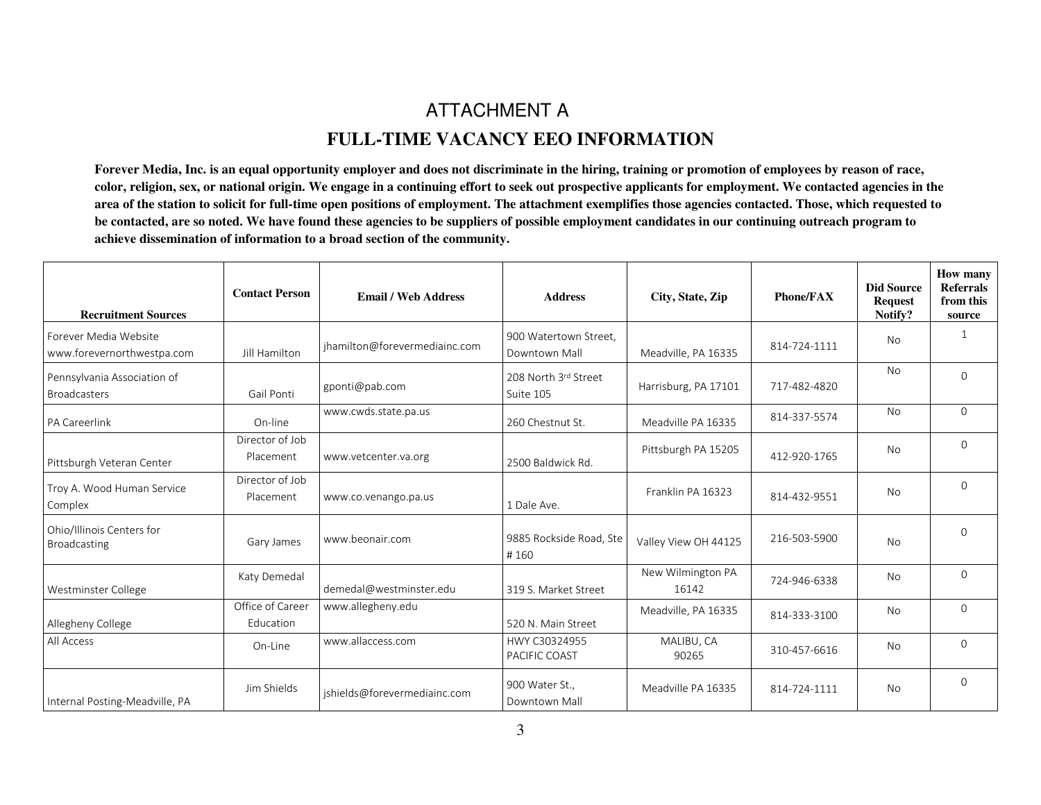# ATTACHMENT A

## FULL-TIME VACANCY EEO INFORMATION

**Forever Media, Inc. is an equal opportunity employer and does not discriminate in the hiring, training or promotion of employees by reason of race, color, religion, sex, or national origin. We engage in a continuing effort to seek out prospective applicants for employment. We contacted agencies in the area of the station to solicit for full-time open positions of employment. The attachment exemplifies those agencies contacted. Those, which requested to be contacted, are so noted. We have found these agencies to be suppliers of possible employment candidates in our continuing outreach program to achieve dissemination of information to a broad section of the community.**

| Recruitment Sources | Contact Person | Email / Web Address | Address | City, State, Zip | Phone/FAX | Did Source Request Notify? | How many Referrals from this source |
|---|---|---|---|---|---|---|---|
| Forever Media Website www.forevernorthwestpa.com | Jill Hamilton | jhamilton@forevermediainc.com | 900 Watertown Street, Downtown Mall | Meadville, PA 16335 | 814-724-1111 | No | 1 |
| Pennsylvania Association of Broadcasters | Gail Ponti | gponti@pab.com | 208 North 3rd Street Suite 105 | Harrisburg, PA 17101 | 717-482-4820 | No | 0 |
| PA Careerlink | On-line | www.cwds.state.pa.us | 260 Chestnut St. | Meadville PA 16335 | 814-337-5574 | No | 0 |
| Pittsburgh Veteran Center | Director of Job Placement | www.vetcenter.va.org | 2500 Baldwick Rd. | Pittsburgh PA 15205 | 412-920-1765 | No | 0 |
| Troy A. Wood Human Service Complex | Director of Job Placement | www.co.venango.pa.us | 1 Dale Ave. | Franklin PA 16323 | 814-432-9551 | No | 0 |
| Ohio/Illinois Centers for Broadcasting | Gary James | www.beonair.com | 9885 Rockside Road, Ste # 160 | Valley View OH 44125 | 216-503-5900 | No | 0 |
| Westminster College | Katy Demedal | demedal@westminster.edu | 319 S. Market Street | New Wilmington PA 16142 | 724-946-6338 | No | 0 |
| Allegheny College | Office of Career Education | www.allegheny.edu | 520 N. Main Street | Meadville, PA 16335 | 814-333-3100 | No | 0 |
| All Access | On-Line | www.allaccess.com | HWY C30324955 PACIFIC COAST | MALIBU, CA 90265 | 310-457-6616 | No | 0 |
| Internal Posting-Meadville, PA | Jim Shields | jshields@forevermediainc.com | 900 Water St., Downtown Mall | Meadville PA 16335 | 814-724-1111 | No | 0 |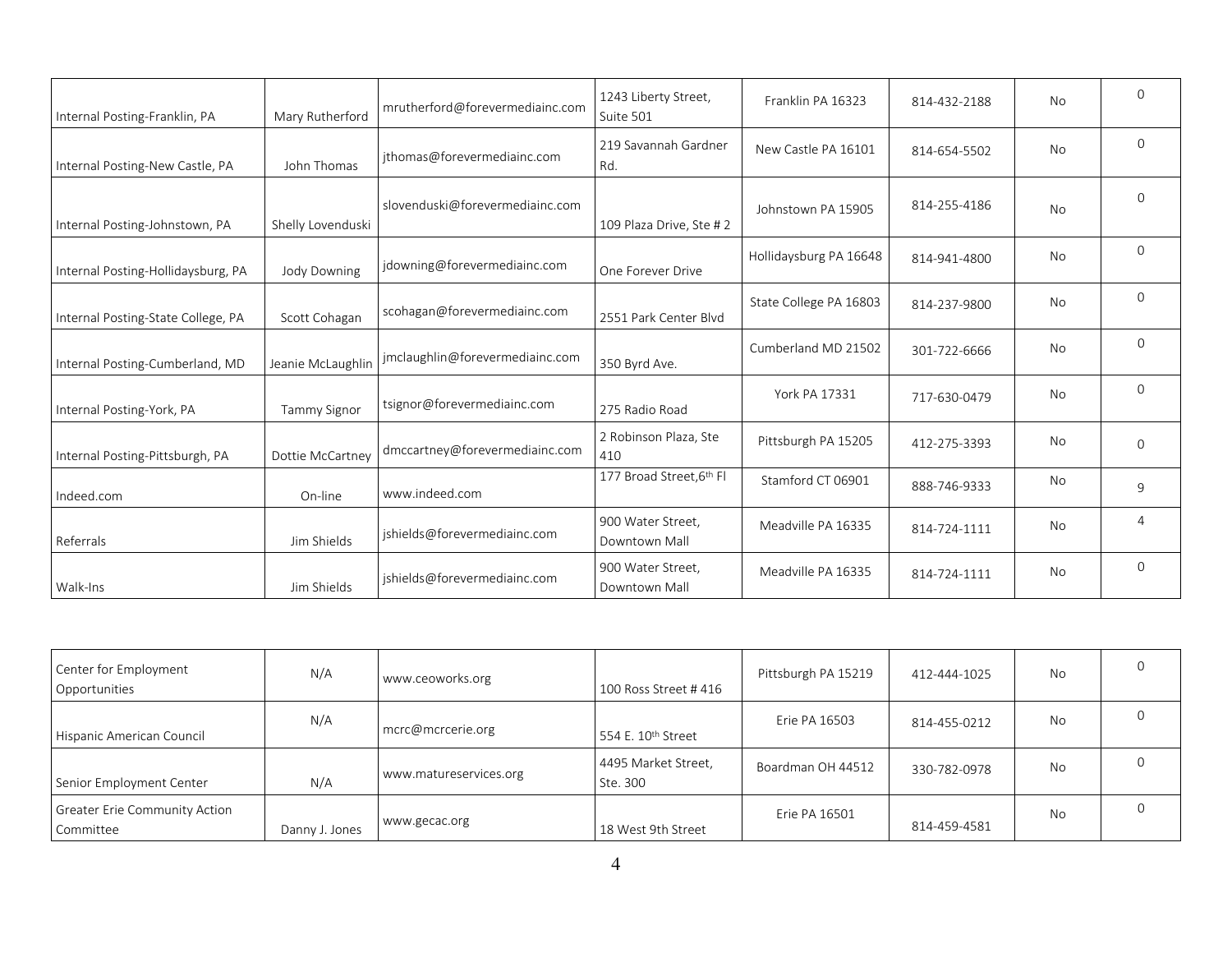| | | | | | | | |
|---|---|---|---|---|---|---|---|
| Internal Posting-Franklin, PA | Mary Rutherford | mrutherford@forevermediainc.com | 1243 Liberty Street, Suite 501 | Franklin PA 16323 | 814-432-2188 | No | 0 |
| Internal Posting-New Castle, PA | John Thomas | jthomas@forevermediainc.com | 219 Savannah Gardner Rd. | New Castle PA 16101 | 814-654-5502 | No | 0 |
| Internal Posting-Johnstown, PA | Shelly Lovenduski | slovenduski@forevermediainc.com | 109 Plaza Drive, Ste # 2 | Johnstown PA 15905 | 814-255-4186 | No | 0 |
| Internal Posting-Hollidaysburg, PA | Jody Downing | jdowning@forevermediainc.com | One Forever Drive | Hollidaysburg PA 16648 | 814-941-4800 | No | 0 |
| Internal Posting-State College, PA | Scott Cohagan | scohagan@forevermediainc.com | 2551 Park Center Blvd | State College PA 16803 | 814-237-9800 | No | 0 |
| Internal Posting-Cumberland, MD | Jeanie McLaughlin | jmclaughlin@forevermediainc.com | 350 Byrd Ave. | Cumberland MD 21502 | 301-722-6666 | No | 0 |
| Internal Posting-York, PA | Tammy Signor | tsignor@forevermediainc.com | 275 Radio Road | York PA 17331 | 717-630-0479 | No | 0 |
| Internal Posting-Pittsburgh, PA | Dottie McCartney | dmccartney@forevermediainc.com | 2 Robinson Plaza, Ste 410 | Pittsburgh PA 15205 | 412-275-3393 | No | 0 |
| Indeed.com | On-line | www.indeed.com | 177 Broad Street,6th Fl | Stamford CT 06901 | 888-746-9333 | No | 9 |
| Referrals | Jim Shields | jshields@forevermediainc.com | 900 Water Street, Downtown Mall | Meadville PA 16335 | 814-724-1111 | No | 4 |
| Walk-Ins | Jim Shields | jshields@forevermediainc.com | 900 Water Street, Downtown Mall | Meadville PA 16335 | 814-724-1111 | No | 0 |

| | | | | | | | |
|---|---|---|---|---|---|---|---|
| Center for Employment Opportunities | N/A | www.ceoworks.org | 100 Ross Street # 416 | Pittsburgh PA 15219 | 412-444-1025 | No | 0 |
| Hispanic American Council | N/A | mcrc@mcrcerie.org | 554 E. 10th Street | Erie PA 16503 | 814-455-0212 | No | 0 |
| Senior Employment Center | N/A | www.matureservices.org | 4495 Market Street, Ste. 300 | Boardman OH 44512 | 330-782-0978 | No | 0 |
| Greater Erie Community Action Committee | Danny J. Jones | www.gecac.org | 18 West 9th Street | Erie PA 16501 | 814-459-4581 | No | 0 |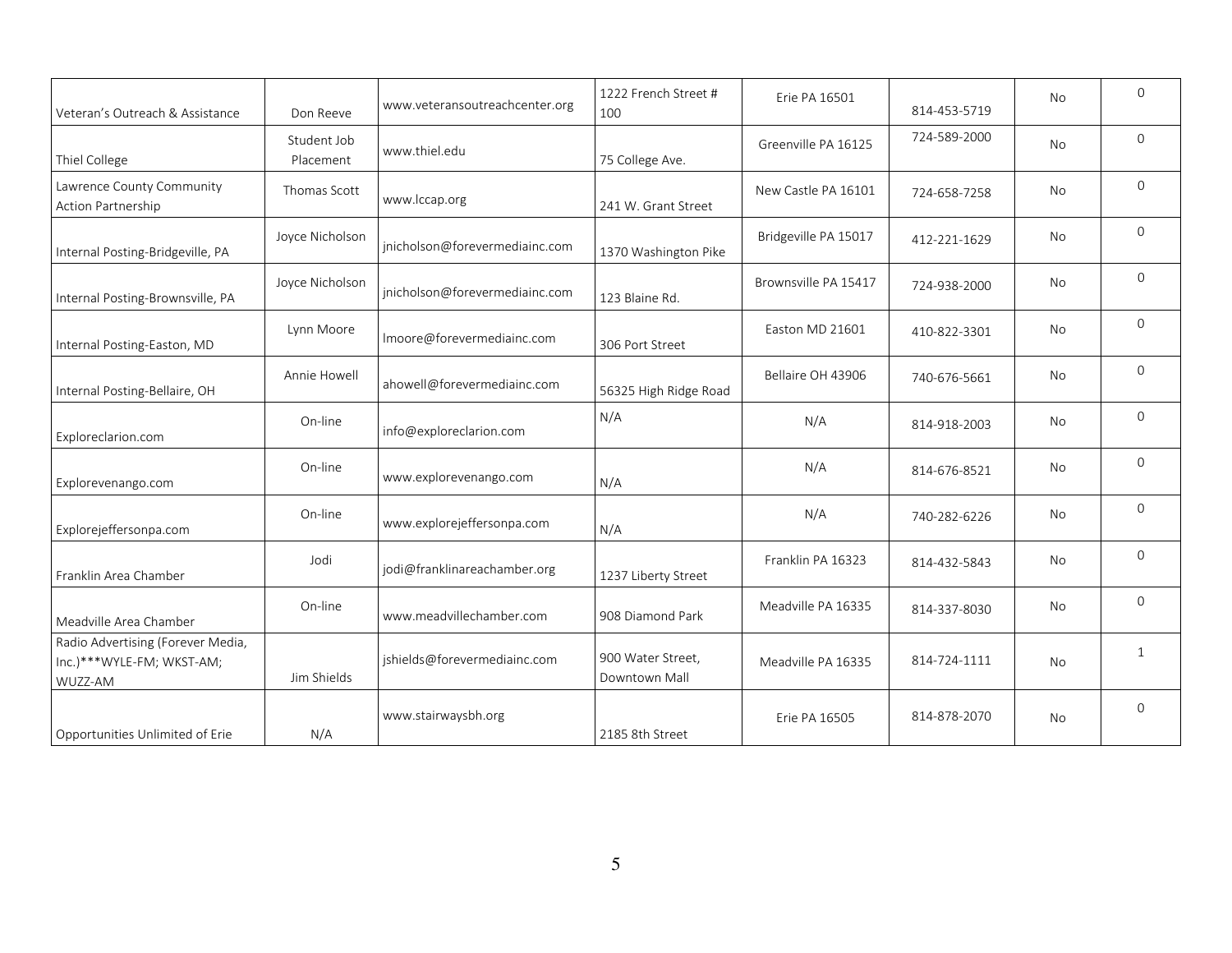| | | | | | | | |
|---|---|---|---|---|---|---|---|
| Veteran's Outreach & Assistance | Don Reeve | www.veteransoutreachcenter.org | 1222 French Street # 100 | Erie PA 16501 | 814-453-5719 | No | 0 |
| Thiel College | Student Job Placement | www.thiel.edu | 75 College Ave. | Greenville PA 16125 | 724-589-2000 | No | 0 |
| Lawrence County Community Action Partnership | Thomas Scott | www.lccap.org | 241 W. Grant Street | New Castle PA 16101 | 724-658-7258 | No | 0 |
| Internal Posting-Bridgeville, PA | Joyce Nicholson | jnicholson@forevermediainc.com | 1370 Washington Pike | Bridgeville PA 15017 | 412-221-1629 | No | 0 |
| Internal Posting-Brownsville, PA | Joyce Nicholson | jnicholson@forevermediainc.com | 123 Blaine Rd. | Brownsville PA 15417 | 724-938-2000 | No | 0 |
| Internal Posting-Easton, MD | Lynn Moore | lmoore@forevermediainc.com | 306 Port Street | Easton MD 21601 | 410-822-3301 | No | 0 |
| Internal Posting-Bellaire, OH | Annie Howell | ahowell@forevermediainc.com | 56325 High Ridge Road | Bellaire OH 43906 | 740-676-5661 | No | 0 |
| Exploreclarion.com | On-line | info@exploreclarion.com | N/A | N/A | 814-918-2003 | No | 0 |
| Explorevenango.com | On-line | www.explorevenango.com | N/A | N/A | 814-676-8521 | No | 0 |
| Explorejeffersonpa.com | On-line | www.explorejeffersonpa.com | N/A | N/A | 740-282-6226 | No | 0 |
| Franklin Area Chamber | Jodi | jodi@franklinareachamber.org | 1237 Liberty Street | Franklin PA 16323 | 814-432-5843 | No | 0 |
| Meadville Area Chamber | On-line | www.meadvillechamber.com | 908 Diamond Park | Meadville PA 16335 | 814-337-8030 | No | 0 |
| Radio Advertising (Forever Media, Inc.)***WYLE-FM; WKST-AM; WUZZ-AM | Jim Shields | jshields@forevermediainc.com | 900 Water Street, Downtown Mall | Meadville PA 16335 | 814-724-1111 | No | 1 |
| Opportunities Unlimited of Erie | N/A | www.stairwaysbh.org | 2185 8th Street | Erie PA 16505 | 814-878-2070 | No | 0 |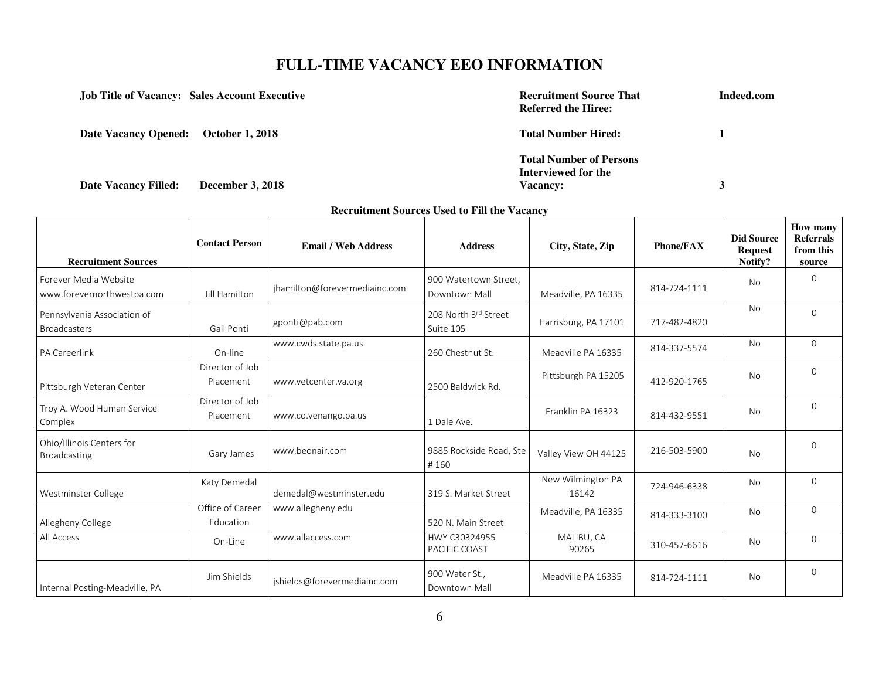# FULL-TIME VACANCY EEO INFORMATION

**Job Title of Vacancy: Sales Account Executive**

**Date Vacancy Opened: October 1, 2018**

**Date Vacancy Filled: December 3, 2018**

**Recruitment Source That Referred the Hiree:** **Indeed.com**

**Total Number Hired:** **1**

**Total Number of Persons Interviewed for the Vacancy:** **3**

**Recruitment Sources Used to Fill the Vacancy**

| Recruitment Sources | Contact Person | Email / Web Address | Address | City, State, Zip | Phone/FAX | Did Source Request Notify? | How many Referrals from this source |
|---|---|---|---|---|---|---|---|
| Forever Media Website www.forevernorthwestpa.com | Jill Hamilton | jhamilton@forevermediainc.com | 900 Watertown Street, Downtown Mall | Meadville, PA 16335 | 814-724-1111 | No | 0 |
| Pennsylvania Association of Broadcasters | Gail Ponti | gponti@pab.com | 208 North 3rd Street Suite 105 | Harrisburg, PA 17101 | 717-482-4820 | No | 0 |
| PA Careerlink | On-line | www.cwds.state.pa.us | 260 Chestnut St. | Meadville PA 16335 | 814-337-5574 | No | 0 |
| Pittsburgh Veteran Center | Director of Job Placement | www.vetcenter.va.org | 2500 Baldwick Rd. | Pittsburgh PA 15205 | 412-920-1765 | No | 0 |
| Troy A. Wood Human Service Complex | Director of Job Placement | www.co.venango.pa.us | 1 Dale Ave. | Franklin PA 16323 | 814-432-9551 | No | 0 |
| Ohio/Illinois Centers for Broadcasting | Gary James | www.beonair.com | 9885 Rockside Road, Ste # 160 | Valley View OH 44125 | 216-503-5900 | No | 0 |
| Westminster College | Katy Demedal | demedal@westminster.edu | 319 S. Market Street | New Wilmington PA 16142 | 724-946-6338 | No | 0 |
| Allegheny College | Office of Career Education | www.allegheny.edu | 520 N. Main Street | Meadville, PA 16335 | 814-333-3100 | No | 0 |
| All Access | On-Line | www.allaccess.com | HWY C30324955 PACIFIC COAST | MALIBU, CA 90265 | 310-457-6616 | No | 0 |
| Internal Posting-Meadville, PA | Jim Shields | jshields@forevermediainc.com | 900 Water St., Downtown Mall | Meadville PA 16335 | 814-724-1111 | No | 0 |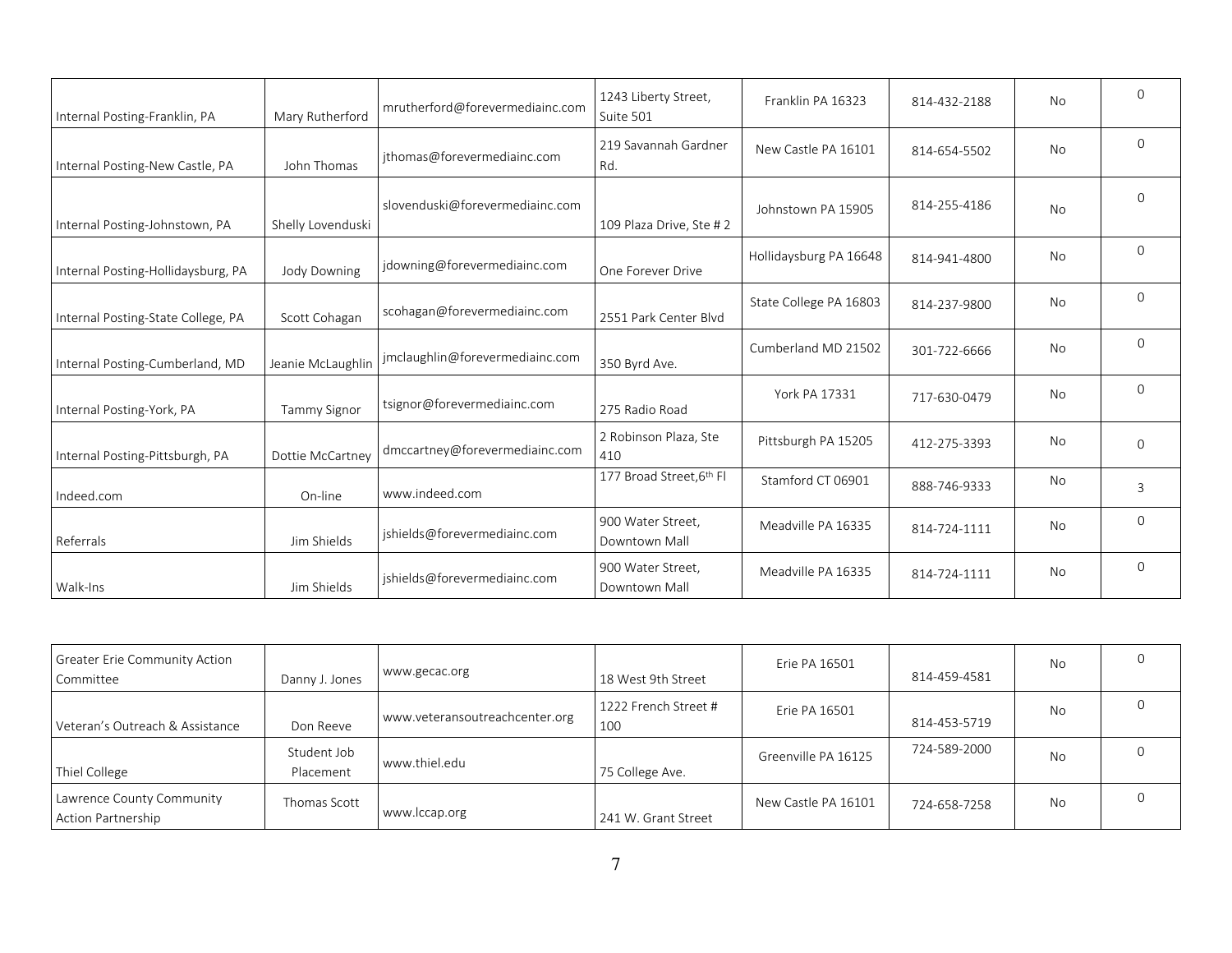| | | | | | | | |
|---|---|---|---|---|---|---|---|
| Internal Posting-Franklin, PA | Mary Rutherford | mrutherford@forevermediainc.com | 1243 Liberty Street, Suite 501 | Franklin PA 16323 | 814-432-2188 | No | 0 |
| Internal Posting-New Castle, PA | John Thomas | jthomas@forevermediainc.com | 219 Savannah Gardner Rd. | New Castle PA 16101 | 814-654-5502 | No | 0 |
| Internal Posting-Johnstown, PA | Shelly Lovenduski | slovenduski@forevermediainc.com | 109 Plaza Drive, Ste # 2 | Johnstown PA 15905 | 814-255-4186 | No | 0 |
| Internal Posting-Hollidaysburg, PA | Jody Downing | jdowning@forevermediainc.com | One Forever Drive | Hollidaysburg PA 16648 | 814-941-4800 | No | 0 |
| Internal Posting-State College, PA | Scott Cohagan | scohagan@forevermediainc.com | 2551 Park Center Blvd | State College PA 16803 | 814-237-9800 | No | 0 |
| Internal Posting-Cumberland, MD | Jeanie McLaughlin | jmclaughlin@forevermediainc.com | 350 Byrd Ave. | Cumberland MD 21502 | 301-722-6666 | No | 0 |
| Internal Posting-York, PA | Tammy Signor | tsignor@forevermediainc.com | 275 Radio Road | York PA 17331 | 717-630-0479 | No | 0 |
| Internal Posting-Pittsburgh, PA | Dottie McCartney | dmccartney@forevermediainc.com | 2 Robinson Plaza, Ste 410 | Pittsburgh PA 15205 | 412-275-3393 | No | 0 |
| Indeed.com | On-line | www.indeed.com | 177 Broad Street, 6th Fl | Stamford CT 06901 | 888-746-9333 | No | 3 |
| Referrals | Jim Shields | jshields@forevermediainc.com | 900 Water Street, Downtown Mall | Meadville PA 16335 | 814-724-1111 | No | 0 |
| Walk-Ins | Jim Shields | jshields@forevermediainc.com | 900 Water Street, Downtown Mall | Meadville PA 16335 | 814-724-1111 | No | 0 |

| | | | | | | | |
|---|---|---|---|---|---|---|---|
| Greater Erie Community Action Committee | Danny J. Jones | www.gecac.org | 18 West 9th Street | Erie PA 16501 | 814-459-4581 | No | 0 |
| Veteran's Outreach & Assistance | Don Reeve | www.veteransoutreachcenter.org | 1222 French Street # 100 | Erie PA 16501 | 814-453-5719 | No | 0 |
| Thiel College | Student Job Placement | www.thiel.edu | 75 College Ave. | Greenville PA 16125 | 724-589-2000 | No | 0 |
| Lawrence County Community Action Partnership | Thomas Scott | www.lccap.org | 241 W. Grant Street | New Castle PA 16101 | 724-658-7258 | No | 0 |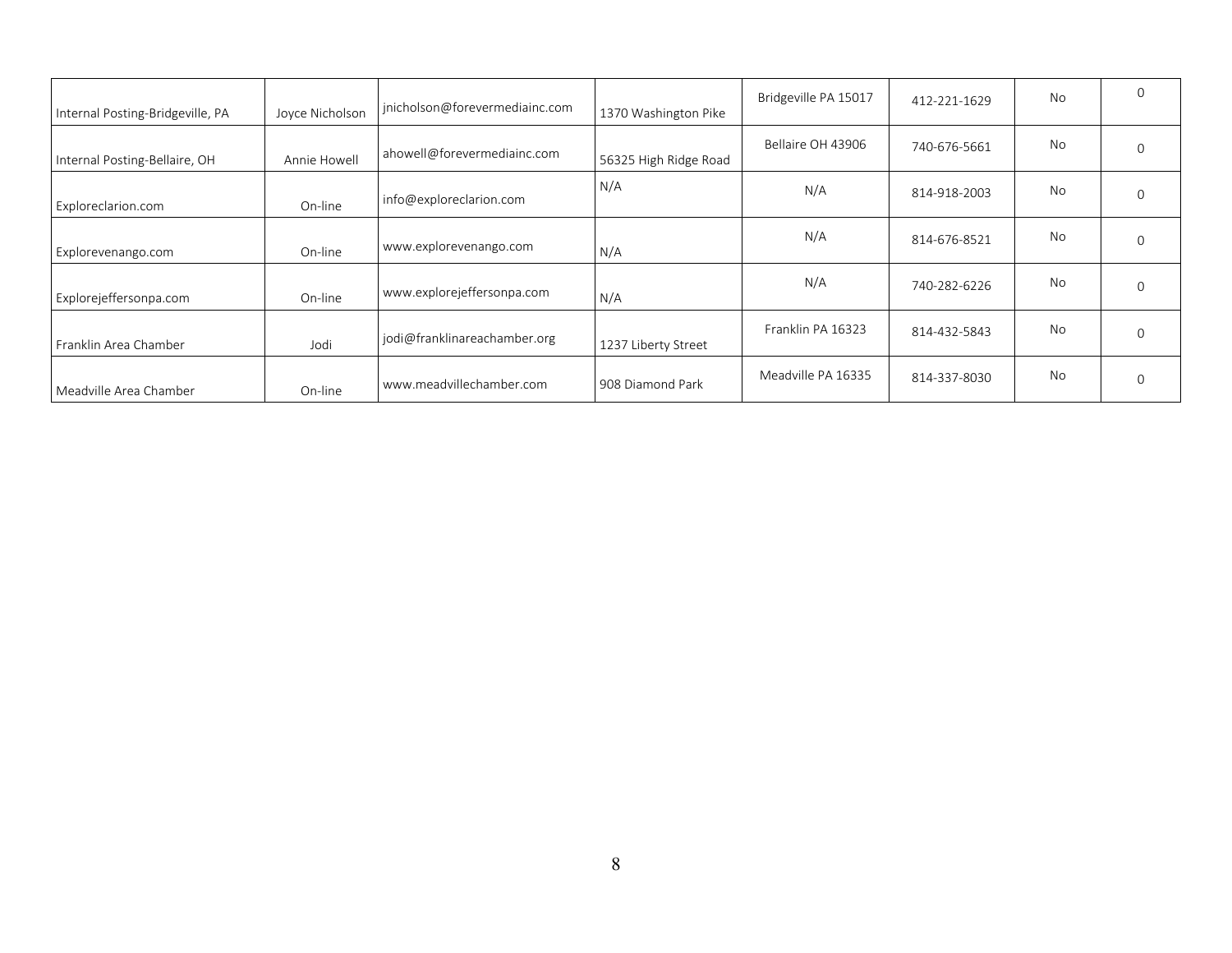| | | | | | | | |
|---|---|---|---|---|---|---|---|
| Internal Posting-Bridgeville, PA | Joyce Nicholson | jnicholson@forevermediainc.com | 1370 Washington Pike | Bridgeville PA 15017 | 412-221-1629 | No | 0 |
| Internal Posting-Bellaire, OH | Annie Howell | ahowell@forevermediainc.com | 56325 High Ridge Road | Bellaire OH 43906 | 740-676-5661 | No | 0 |
| Exploreclarion.com | On-line | info@exploreclarion.com | N/A | N/A | 814-918-2003 | No | 0 |
| Explorevenango.com | On-line | www.explorevenango.com | N/A | N/A | 814-676-8521 | No | 0 |
| Explorejeffersonpa.com | On-line | www.explorejeffersonpa.com | N/A | N/A | 740-282-6226 | No | 0 |
| Franklin Area Chamber | Jodi | jodi@franklinareachamber.org | 1237 Liberty Street | Franklin PA 16323 | 814-432-5843 | No | 0 |
| Meadville Area Chamber | On-line | www.meadvillechamber.com | 908 Diamond Park | Meadville PA 16335 | 814-337-8030 | No | 0 |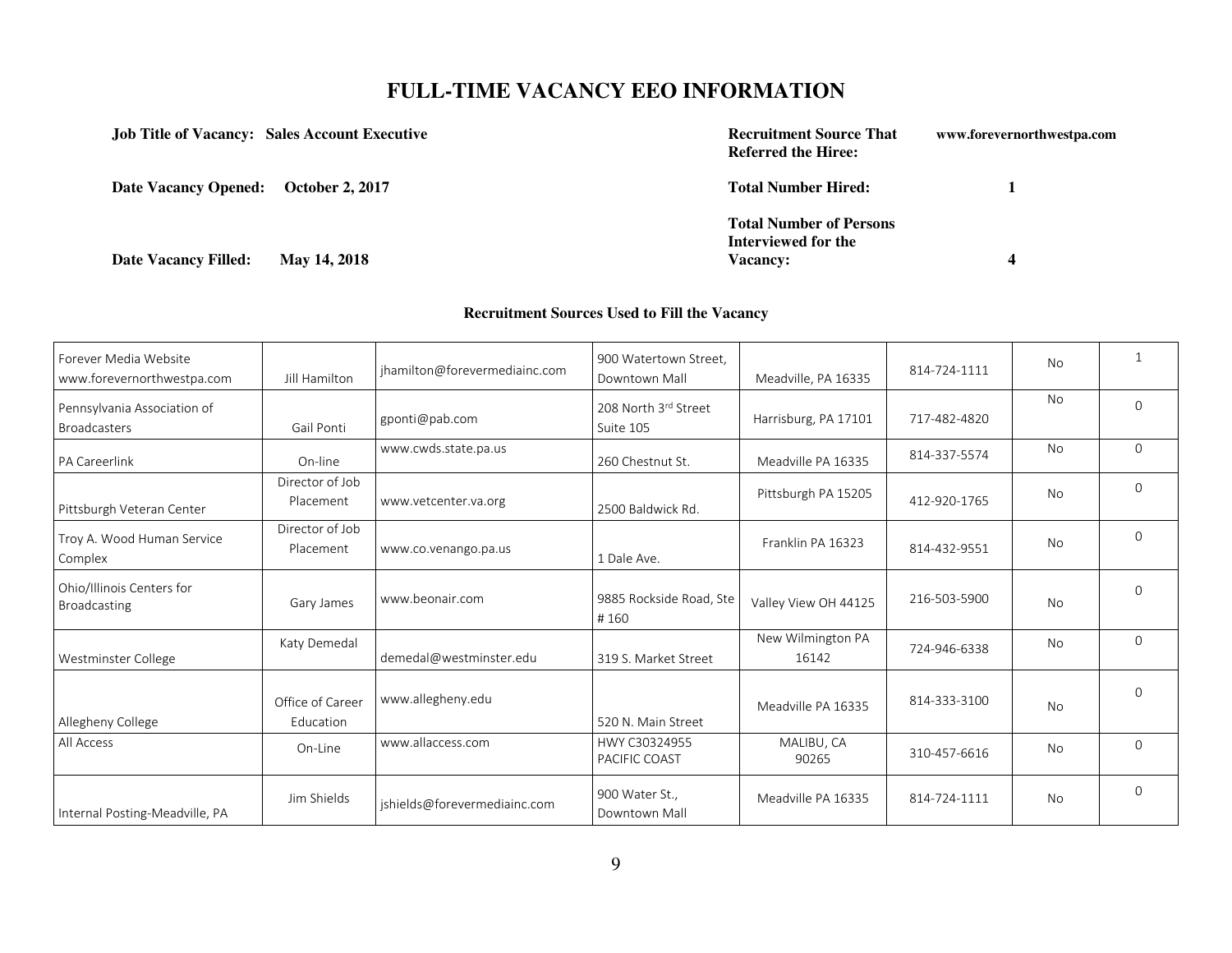# FULL-TIME VACANCY EEO INFORMATION

**Job Title of Vacancy:** **Sales Account Executive**

**Date Vacancy Opened:** **October 2, 2017**

**Date Vacancy Filled:** **May 14, 2018**

**Recruitment Source That Referred the Hiree:** **www.forevernorthwestpa.com**

**Total Number Hired:** **1**

**Total Number of Persons Interviewed for the Vacancy:** **4**

### Recruitment Sources Used to Fill the Vacancy

| | | | | | | | |
|---|---|---|---|---|---|---|---|
| Forever Media Website www.forevernorthwestpa.com | Jill Hamilton | jhamilton@forevermediainc.com | 900 Watertown Street, Downtown Mall | Meadville, PA 16335 | 814-724-1111 | No | 1 |
| Pennsylvania Association of Broadcasters | Gail Ponti | gponti@pab.com | 208 North 3rd Street Suite 105 | Harrisburg, PA 17101 | 717-482-4820 | No | 0 |
| PA Careerlink | On-line | www.cwds.state.pa.us | 260 Chestnut St. | Meadville PA 16335 | 814-337-5574 | No | 0 |
| Pittsburgh Veteran Center | Director of Job Placement | www.vetcenter.va.org | 2500 Baldwick Rd. | Pittsburgh PA 15205 | 412-920-1765 | No | 0 |
| Troy A. Wood Human Service Complex | Director of Job Placement | www.co.venango.pa.us | 1 Dale Ave. | Franklin PA 16323 | 814-432-9551 | No | 0 |
| Ohio/Illinois Centers for Broadcasting | Gary James | www.beonair.com | 9885 Rockside Road, Ste # 160 | Valley View OH 44125 | 216-503-5900 | No | 0 |
| Westminster College | Katy Demedal | demedal@westminster.edu | 319 S. Market Street | New Wilmington PA 16142 | 724-946-6338 | No | 0 |
| Allegheny College | Office of Career Education | www.allegheny.edu | 520 N. Main Street | Meadville PA 16335 | 814-333-3100 | No | 0 |
| All Access | On-Line | www.allaccess.com | HWY C30324955 PACIFIC COAST | MALIBU, CA 90265 | 310-457-6616 | No | 0 |
| Internal Posting-Meadville, PA | Jim Shields | jshields@forevermediainc.com | 900 Water St., Downtown Mall | Meadville PA 16335 | 814-724-1111 | No | 0 |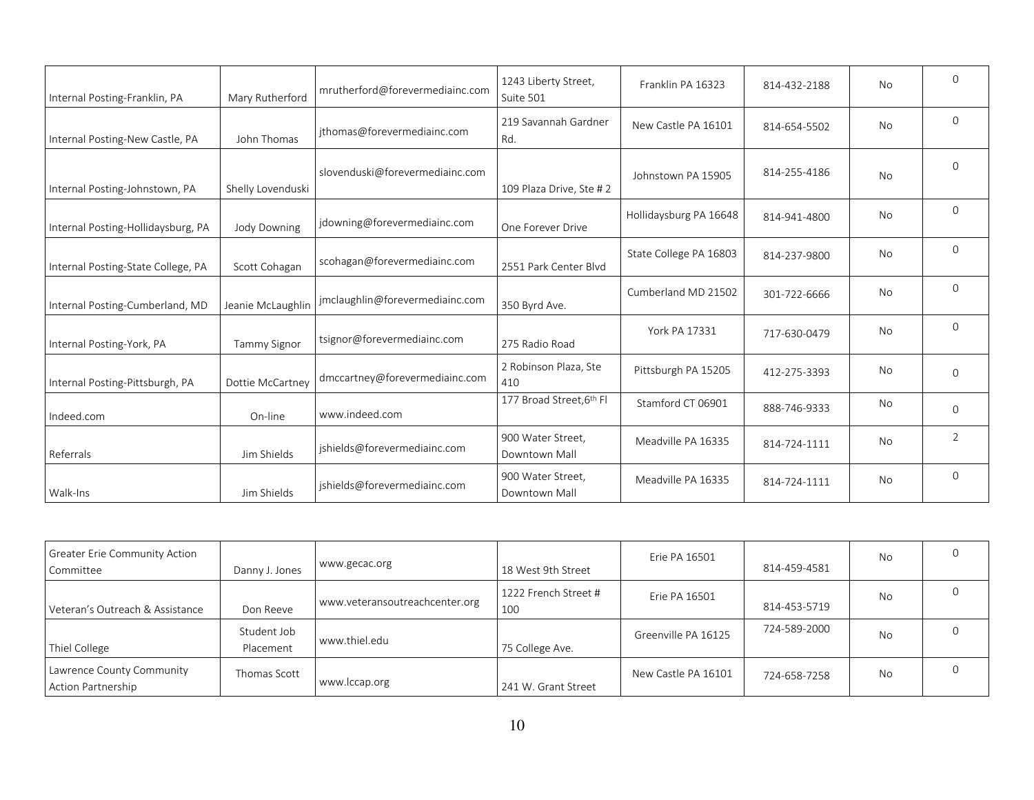| | | | | | | | |
|---|---|---|---|---|---|---|---|
| Internal Posting-Franklin, PA | Mary Rutherford | mrutherford@forevermediainc.com | 1243 Liberty Street, Suite 501 | Franklin PA 16323 | 814-432-2188 | No | 0 |
| Internal Posting-New Castle, PA | John Thomas | jthomas@forevermediainc.com | 219 Savannah Gardner Rd. | New Castle PA 16101 | 814-654-5502 | No | 0 |
| Internal Posting-Johnstown, PA | Shelly Lovenduski | slovenduski@forevermediainc.com | 109 Plaza Drive, Ste # 2 | Johnstown PA 15905 | 814-255-4186 | No | 0 |
| Internal Posting-Hollidaysburg, PA | Jody Downing | jdowning@forevermediainc.com | One Forever Drive | Hollidaysburg PA 16648 | 814-941-4800 | No | 0 |
| Internal Posting-State College, PA | Scott Cohagan | scohagan@forevermediainc.com | 2551 Park Center Blvd | State College PA 16803 | 814-237-9800 | No | 0 |
| Internal Posting-Cumberland, MD | Jeanie McLaughlin | jmclaughlin@forevermediainc.com | 350 Byrd Ave. | Cumberland MD 21502 | 301-722-6666 | No | 0 |
| Internal Posting-York, PA | Tammy Signor | tsignor@forevermediainc.com | 275 Radio Road | York PA 17331 | 717-630-0479 | No | 0 |
| Internal Posting-Pittsburgh, PA | Dottie McCartney | dmccartney@forevermediainc.com | 2 Robinson Plaza, Ste 410 | Pittsburgh PA 15205 | 412-275-3393 | No | 0 |
| Indeed.com | On-line | www.indeed.com | 177 Broad Street, 6th Fl | Stamford CT 06901 | 888-746-9333 | No | 0 |
| Referrals | Jim Shields | jshields@forevermediainc.com | 900 Water Street, Downtown Mall | Meadville PA 16335 | 814-724-1111 | No | 2 |
| Walk-Ins | Jim Shields | jshields@forevermediainc.com | 900 Water Street, Downtown Mall | Meadville PA 16335 | 814-724-1111 | No | 0 |

| | | | | | | | |
|---|---|---|---|---|---|---|---|
| Greater Erie Community Action Committee | Danny J. Jones | www.gecac.org | 18 West 9th Street | Erie PA 16501 | 814-459-4581 | No | 0 |
| Veteran's Outreach & Assistance | Don Reeve | www.veteransoutreachcenter.org | 1222 French Street # 100 | Erie PA 16501 | 814-453-5719 | No | 0 |
| Thiel College | Student Job Placement | www.thiel.edu | 75 College Ave. | Greenville PA 16125 | 724-589-2000 | No | 0 |
| Lawrence County Community Action Partnership | Thomas Scott | www.lccap.org | 241 W. Grant Street | New Castle PA 16101 | 724-658-7258 | No | 0 |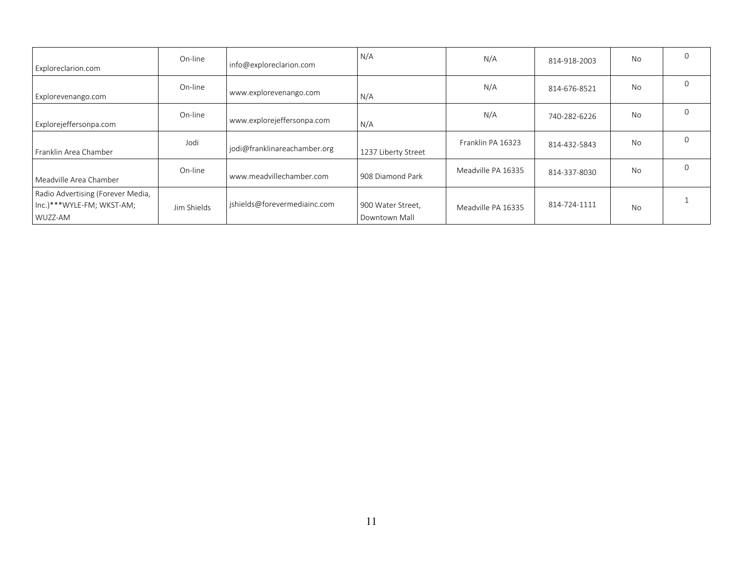| | | | | | | | |
|---|---|---|---|---|---|---|---|
| Exploreclarion.com | On-line | info@exploreclarion.com | N/A | N/A | 814-918-2003 | No | 0 |
| Explorevenango.com | On-line | www.explorevenango.com | N/A | N/A | 814-676-8521 | No | 0 |
| Explorejeffersonpa.com | On-line | www.explorejeffersonpa.com | N/A | N/A | 740-282-6226 | No | 0 |
| Franklin Area Chamber | Jodi | jodi@franklinareachamber.org | 1237 Liberty Street | Franklin PA 16323 | 814-432-5843 | No | 0 |
| Meadville Area Chamber | On-line | www.meadvillechamber.com | 908 Diamond Park | Meadville PA 16335 | 814-337-8030 | No | 0 |
| Radio Advertising (Forever Media, Inc.)***WYLE-FM; WKST-AM; WUZZ-AM | Jim Shields | jshields@forevermediainc.com | 900 Water Street, Downtown Mall | Meadville PA 16335 | 814-724-1111 | No | 1 |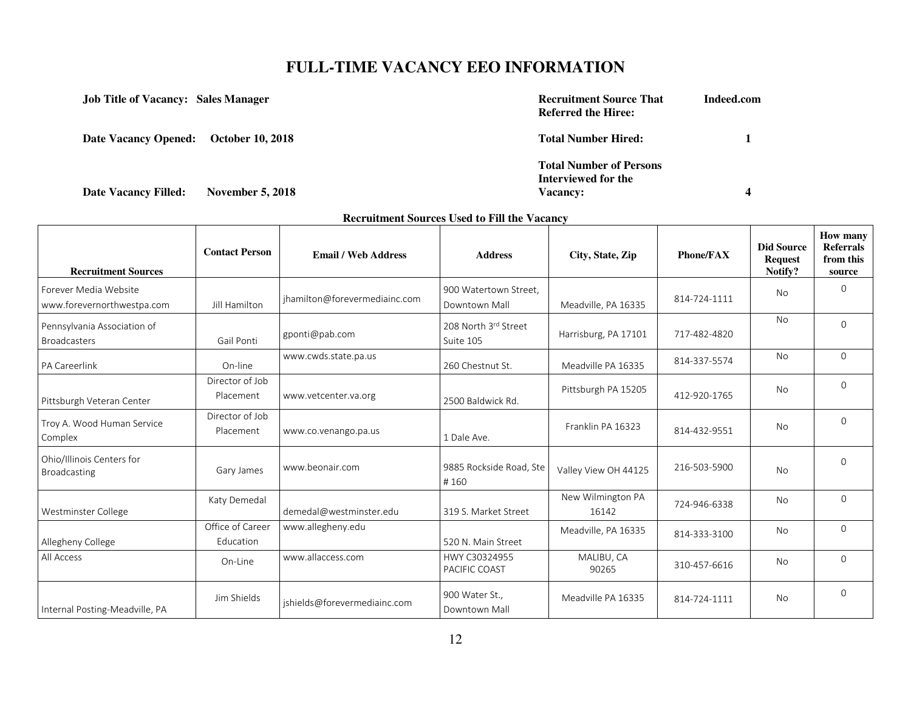# FULL-TIME VACANCY EEO INFORMATION

**Job Title of Vacancy:** Sales Manager

**Date Vacancy Opened:** October 10, 2018

**Date Vacancy Filled:** November 5, 2018

**Recruitment Source That Referred the Hiree:** Indeed.com

**Total Number Hired:** 1

**Total Number of Persons Interviewed for the Vacancy:** 4

**Recruitment Sources Used to Fill the Vacancy**

| Recruitment Sources | Contact Person | Email / Web Address | Address | City, State, Zip | Phone/FAX | Did Source Request Notify? | How many Referrals from this source |
|---|---|---|---|---|---|---|---|
| Forever Media Website www.forevernorthwestpa.com | Jill Hamilton | jhamilton@forevermediainc.com | 900 Watertown Street, Downtown Mall | Meadville, PA 16335 | 814-724-1111 | No | 0 |
| Pennsylvania Association of Broadcasters | Gail Ponti | gponti@pab.com | 208 North 3rd Street Suite 105 | Harrisburg, PA 17101 | 717-482-4820 | No | 0 |
| PA Careerlink | On-line | www.cwds.state.pa.us | 260 Chestnut St. | Meadville PA 16335 | 814-337-5574 | No | 0 |
| Pittsburgh Veteran Center | Director of Job Placement | www.vetcenter.va.org | 2500 Baldwick Rd. | Pittsburgh PA 15205 | 412-920-1765 | No | 0 |
| Troy A. Wood Human Service Complex | Director of Job Placement | www.co.venango.pa.us | 1 Dale Ave. | Franklin PA 16323 | 814-432-9551 | No | 0 |
| Ohio/Illinois Centers for Broadcasting | Gary James | www.beonair.com | 9885 Rockside Road, Ste # 160 | Valley View OH 44125 | 216-503-5900 | No | 0 |
| Westminster College | Katy Demedal | demedal@westminster.edu | 319 S. Market Street | New Wilmington PA 16142 | 724-946-6338 | No | 0 |
| Allegheny College | Office of Career Education | www.allegheny.edu | 520 N. Main Street | Meadville, PA 16335 | 814-333-3100 | No | 0 |
| All Access | On-Line | www.allaccess.com | HWY C30324955 PACIFIC COAST | MALIBU, CA 90265 | 310-457-6616 | No | 0 |
| Internal Posting-Meadville, PA | Jim Shields | jshields@forevermediainc.com | 900 Water St., Downtown Mall | Meadville PA 16335 | 814-724-1111 | No | 0 |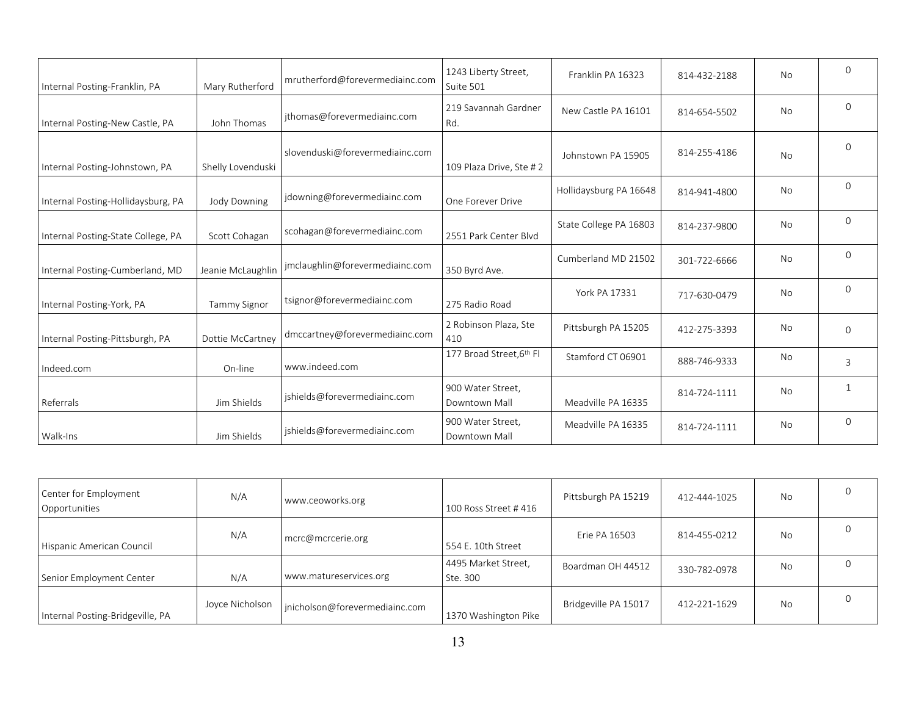| | | | | | | | |
|---|---|---|---|---|---|---|---|
| Internal Posting-Franklin, PA | Mary Rutherford | mrutherford@forevermediainc.com | 1243 Liberty Street, Suite 501 | Franklin PA 16323 | 814-432-2188 | No | 0 |
| Internal Posting-New Castle, PA | John Thomas | jthomas@forevermediainc.com | 219 Savannah Gardner Rd. | New Castle PA 16101 | 814-654-5502 | No | 0 |
| Internal Posting-Johnstown, PA | Shelly Lovenduski | slovenduski@forevermediainc.com | 109 Plaza Drive, Ste # 2 | Johnstown PA 15905 | 814-255-4186 | No | 0 |
| Internal Posting-Hollidaysburg, PA | Jody Downing | jdowning@forevermediainc.com | One Forever Drive | Hollidaysburg PA 16648 | 814-941-4800 | No | 0 |
| Internal Posting-State College, PA | Scott Cohagan | scohagan@forevermediainc.com | 2551 Park Center Blvd | State College PA 16803 | 814-237-9800 | No | 0 |
| Internal Posting-Cumberland, MD | Jeanie McLaughlin | jmclaughlin@forevermediainc.com | 350 Byrd Ave. | Cumberland MD 21502 | 301-722-6666 | No | 0 |
| Internal Posting-York, PA | Tammy Signor | tsignor@forevermediainc.com | 275 Radio Road | York PA 17331 | 717-630-0479 | No | 0 |
| Internal Posting-Pittsburgh, PA | Dottie McCartney | dmccartney@forevermediainc.com | 2 Robinson Plaza, Ste 410 | Pittsburgh PA 15205 | 412-275-3393 | No | 0 |
| Indeed.com | On-line | www.indeed.com | 177 Broad Street, 6th Fl | Stamford CT 06901 | 888-746-9333 | No | 3 |
| Referrals | Jim Shields | jshields@forevermediainc.com | 900 Water Street, Downtown Mall | Meadville PA 16335 | 814-724-1111 | No | 1 |
| Walk-Ins | Jim Shields | jshields@forevermediainc.com | 900 Water Street, Downtown Mall | Meadville PA 16335 | 814-724-1111 | No | 0 |

| | | | | | | | |
|---|---|---|---|---|---|---|---|
| Center for Employment Opportunities | N/A | www.ceoworks.org | 100 Ross Street # 416 | Pittsburgh PA 15219 | 412-444-1025 | No | 0 |
| Hispanic American Council | N/A | mcrc@mcrcerie.org | 554 E. 10th Street | Erie PA 16503 | 814-455-0212 | No | 0 |
| Senior Employment Center | N/A | www.matureservices.org | 4495 Market Street, Ste. 300 | Boardman OH 44512 | 330-782-0978 | No | 0 |
| Internal Posting-Bridgeville, PA | Joyce Nicholson | jnicholson@forevermediainc.com | 1370 Washington Pike | Bridgeville PA 15017 | 412-221-1629 | No | 0 |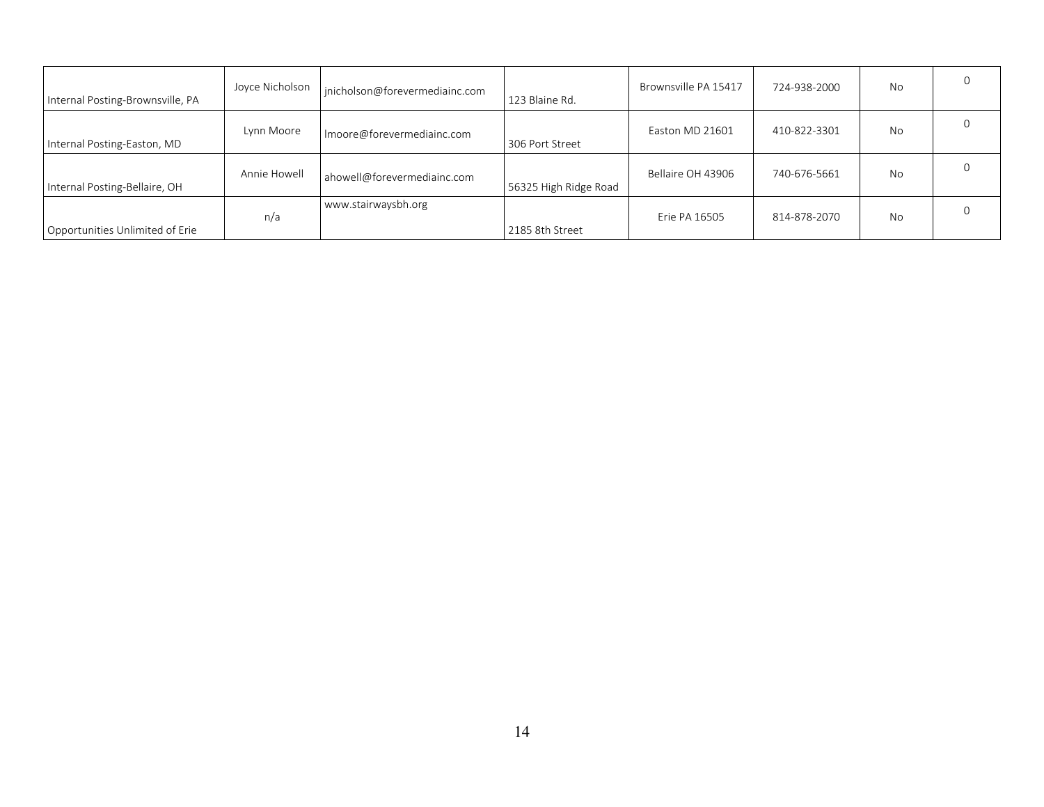| | | | | | | | |
|---|---|---|---|---|---|---|---|
| Internal Posting-Brownsville, PA | Joyce Nicholson | jnicholson@forevermediainc.com | 123 Blaine Rd. | Brownsville PA 15417 | 724-938-2000 | No | 0 |
| Internal Posting-Easton, MD | Lynn Moore | lmoore@forevermediainc.com | 306 Port Street | Easton MD 21601 | 410-822-3301 | No | 0 |
| Internal Posting-Bellaire, OH | Annie Howell | ahowell@forevermediainc.com | 56325 High Ridge Road | Bellaire OH 43906 | 740-676-5661 | No | 0 |
| Opportunities Unlimited of Erie | n/a | www.stairwaysbh.org | 2185 8th Street | Erie PA 16505 | 814-878-2070 | No | 0 |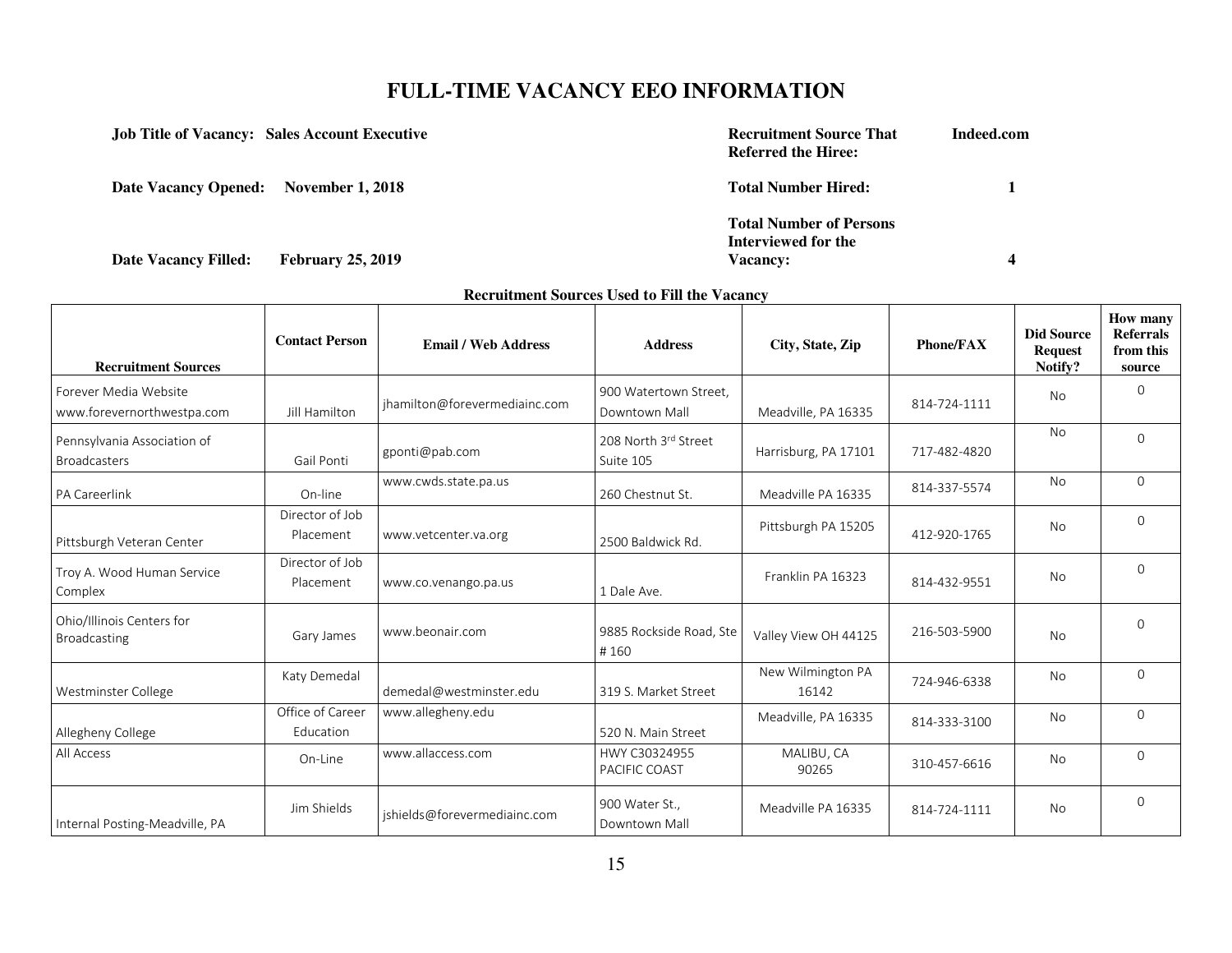# FULL-TIME VACANCY EEO INFORMATION

**Job Title of Vacancy: Sales Account Executive**

**Date Vacancy Opened: November 1, 2018**

**Date Vacancy Filled: February 25, 2019**

**Recruitment Source That Referred the Hiree: Indeed.com**

**Total Number Hired: 1**

**Total Number of Persons Interviewed for the Vacancy: 4**

**Recruitment Sources Used to Fill the Vacancy**

| Recruitment Sources | Contact Person | Email / Web Address | Address | City, State, Zip | Phone/FAX | Did Source Request Notify? | How many Referrals from this source |
|---|---|---|---|---|---|---|---|
| Forever Media Website www.forevernorthwestpa.com | Jill Hamilton | jhamilton@forevermediainc.com | 900 Watertown Street, Downtown Mall | Meadville, PA 16335 | 814-724-1111 | No | 0 |
| Pennsylvania Association of Broadcasters | Gail Ponti | gponti@pab.com | 208 North 3rd Street Suite 105 | Harrisburg, PA 17101 | 717-482-4820 | No | 0 |
| PA Careerlink | On-line | www.cwds.state.pa.us | 260 Chestnut St. | Meadville PA 16335 | 814-337-5574 | No | 0 |
| Pittsburgh Veteran Center | Director of Job Placement | www.vetcenter.va.org | 2500 Baldwick Rd. | Pittsburgh PA 15205 | 412-920-1765 | No | 0 |
| Troy A. Wood Human Service Complex | Director of Job Placement | www.co.venango.pa.us | 1 Dale Ave. | Franklin PA 16323 | 814-432-9551 | No | 0 |
| Ohio/Illinois Centers for Broadcasting | Gary James | www.beonair.com | 9885 Rockside Road, Ste # 160 | Valley View OH 44125 | 216-503-5900 | No | 0 |
| Westminster College | Katy Demedal | demedal@westminster.edu | 319 S. Market Street | New Wilmington PA 16142 | 724-946-6338 | No | 0 |
| Allegheny College | Office of Career Education | www.allegheny.edu | 520 N. Main Street | Meadville, PA 16335 | 814-333-3100 | No | 0 |
| All Access | On-Line | www.allaccess.com | HWY C30324955 PACIFIC COAST | MALIBU, CA 90265 | 310-457-6616 | No | 0 |
| Internal Posting-Meadville, PA | Jim Shields | jshields@forevermediainc.com | 900 Water St., Downtown Mall | Meadville PA 16335 | 814-724-1111 | No | 0 |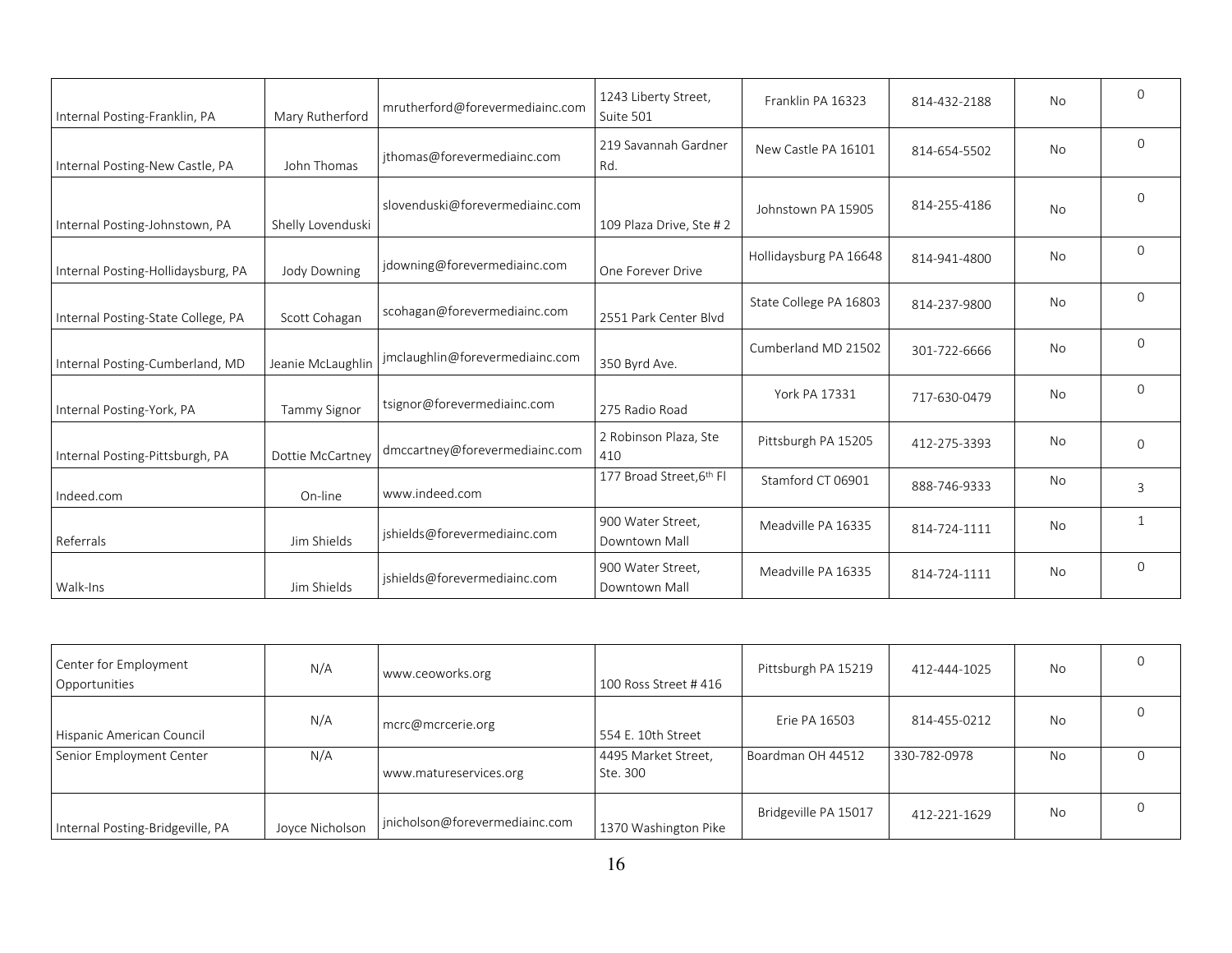| | | | | | | | |
|---|---|---|---|---|---|---|---|
| Internal Posting-Franklin, PA | Mary Rutherford | mrutherford@forevermediainc.com | 1243 Liberty Street, Suite 501 | Franklin PA 16323 | 814-432-2188 | No | 0 |
| Internal Posting-New Castle, PA | John Thomas | jthomas@forevermediainc.com | 219 Savannah Gardner Rd. | New Castle PA 16101 | 814-654-5502 | No | 0 |
| Internal Posting-Johnstown, PA | Shelly Lovenduski | slovenduski@forevermediainc.com | 109 Plaza Drive, Ste # 2 | Johnstown PA 15905 | 814-255-4186 | No | 0 |
| Internal Posting-Hollidaysburg, PA | Jody Downing | jdowning@forevermediainc.com | One Forever Drive | Hollidaysburg PA 16648 | 814-941-4800 | No | 0 |
| Internal Posting-State College, PA | Scott Cohagan | scohagan@forevermediainc.com | 2551 Park Center Blvd | State College PA 16803 | 814-237-9800 | No | 0 |
| Internal Posting-Cumberland, MD | Jeanie McLaughlin | jmclaughlin@forevermediainc.com | 350 Byrd Ave. | Cumberland MD 21502 | 301-722-6666 | No | 0 |
| Internal Posting-York, PA | Tammy Signor | tsignor@forevermediainc.com | 275 Radio Road | York PA 17331 | 717-630-0479 | No | 0 |
| Internal Posting-Pittsburgh, PA | Dottie McCartney | dmccartney@forevermediainc.com | 2 Robinson Plaza, Ste 410 | Pittsburgh PA 15205 | 412-275-3393 | No | 0 |
| Indeed.com | On-line | www.indeed.com | 177 Broad Street, 6th Fl | Stamford CT 06901 | 888-746-9333 | No | 3 |
| Referrals | Jim Shields | jshields@forevermediainc.com | 900 Water Street, Downtown Mall | Meadville PA 16335 | 814-724-1111 | No | 1 |
| Walk-Ins | Jim Shields | jshields@forevermediainc.com | 900 Water Street, Downtown Mall | Meadville PA 16335 | 814-724-1111 | No | 0 |

| | | | | | | | |
|---|---|---|---|---|---|---|---|
| Center for Employment Opportunities | N/A | www.ceoworks.org | 100 Ross Street # 416 | Pittsburgh PA 15219 | 412-444-1025 | No | 0 |
| Hispanic American Council | N/A | mcrc@mcrcerie.org | 554 E. 10th Street | Erie PA 16503 | 814-455-0212 | No | 0 |
| Senior Employment Center | N/A | www.matureservices.org | 4495 Market Street, Ste. 300 | Boardman OH 44512 | 330-782-0978 | No | 0 |
| Internal Posting-Bridgeville, PA | Joyce Nicholson | jnicholson@forevermediainc.com | 1370 Washington Pike | Bridgeville PA 15017 | 412-221-1629 | No | 0 |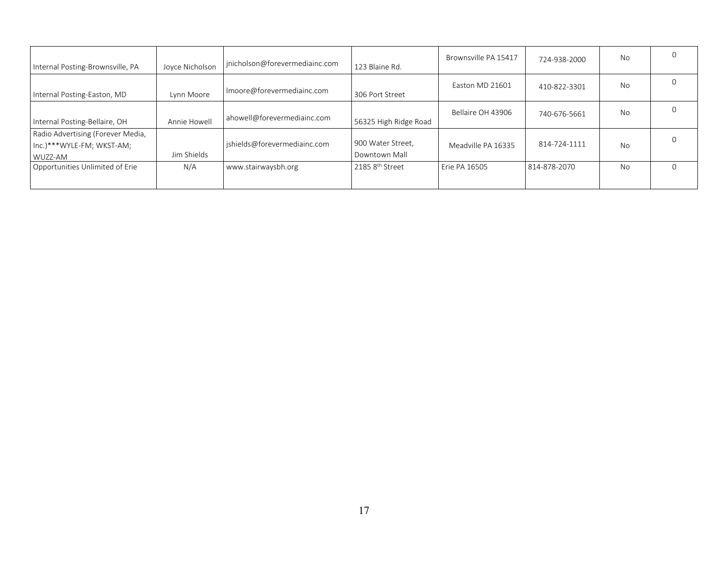| | | | | | | | |
|---|---|---|---|---|---|---|---|
| Internal Posting-Brownsville, PA | Joyce Nicholson | jnicholson@forevermediainc.com | 123 Blaine Rd. | Brownsville PA 15417 | 724-938-2000 | No | 0 |
| Internal Posting-Easton, MD | Lynn Moore | lmoore@forevermediainc.com | 306 Port Street | Easton MD 21601 | 410-822-3301 | No | 0 |
| Internal Posting-Bellaire, OH | Annie Howell | ahowell@forevermediainc.com | 56325 High Ridge Road | Bellaire OH 43906 | 740-676-5661 | No | 0 |
| Radio Advertising (Forever Media, Inc.)***WYLE-FM; WKST-AM; WUZZ-AM | Jim Shields | jshields@forevermediainc.com | 900 Water Street, Downtown Mall | Meadville PA 16335 | 814-724-1111 | No | 0 |
| Opportunities Unlimited of Erie | N/A | www.stairwaysbh.org | 2185 8th Street | Erie PA 16505 | 814-878-2070 | No | 0 |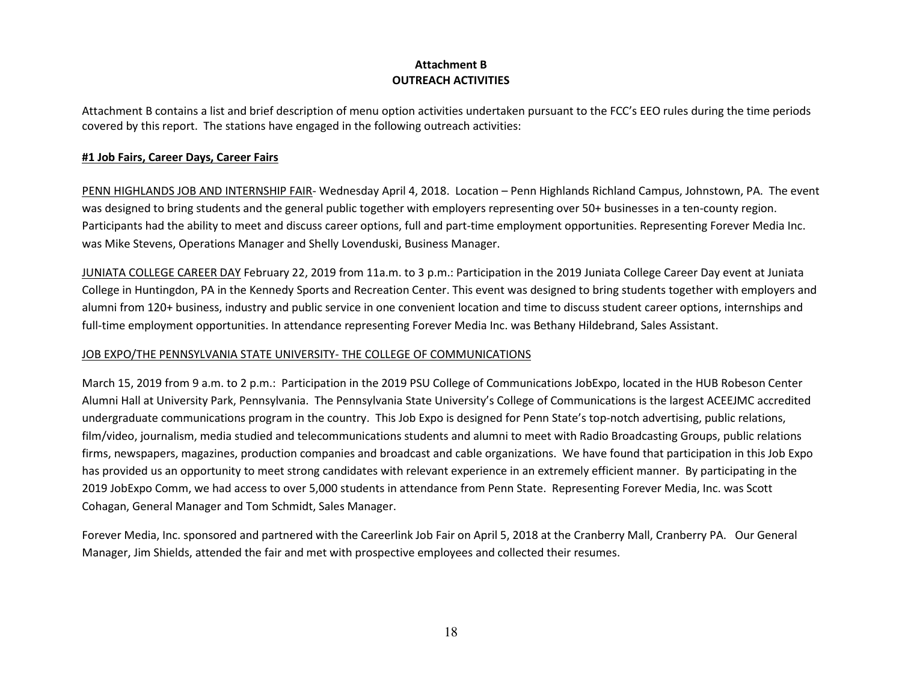# Attachment B
## OUTREACH ACTIVITIES

Attachment B contains a list and brief description of menu option activities undertaken pursuant to the FCC's EEO rules during the time periods covered by this report. The stations have engaged in the following outreach activities:

### #1 Job Fairs, Career Days, Career Fairs

PENN HIGHLANDS JOB AND INTERNSHIP FAIR- Wednesday April 4, 2018. Location – Penn Highlands Richland Campus, Johnstown, PA. The event was designed to bring students and the general public together with employers representing over 50+ businesses in a ten-county region. Participants had the ability to meet and discuss career options, full and part-time employment opportunities. Representing Forever Media Inc. was Mike Stevens, Operations Manager and Shelly Lovenduski, Business Manager.

JUNIATA COLLEGE CAREER DAY February 22, 2019 from 11a.m. to 3 p.m.: Participation in the 2019 Juniata College Career Day event at Juniata College in Huntingdon, PA in the Kennedy Sports and Recreation Center. This event was designed to bring students together with employers and alumni from 120+ business, industry and public service in one convenient location and time to discuss student career options, internships and full-time employment opportunities. In attendance representing Forever Media Inc. was Bethany Hildebrand, Sales Assistant.

JOB EXPO/THE PENNSYLVANIA STATE UNIVERSITY- THE COLLEGE OF COMMUNICATIONS

March 15, 2019 from 9 a.m. to 2 p.m.: Participation in the 2019 PSU College of Communications JobExpo, located in the HUB Robeson Center Alumni Hall at University Park, Pennsylvania. The Pennsylvania State University's College of Communications is the largest ACEEJMC accredited undergraduate communications program in the country. This Job Expo is designed for Penn State's top-notch advertising, public relations, film/video, journalism, media studied and telecommunications students and alumni to meet with Radio Broadcasting Groups, public relations firms, newspapers, magazines, production companies and broadcast and cable organizations. We have found that participation in this Job Expo has provided us an opportunity to meet strong candidates with relevant experience in an extremely efficient manner. By participating in the 2019 JobExpo Comm, we had access to over 5,000 students in attendance from Penn State. Representing Forever Media, Inc. was Scott Cohagan, General Manager and Tom Schmidt, Sales Manager.

Forever Media, Inc. sponsored and partnered with the Careerlink Job Fair on April 5, 2018 at the Cranberry Mall, Cranberry PA. Our General Manager, Jim Shields, attended the fair and met with prospective employees and collected their resumes.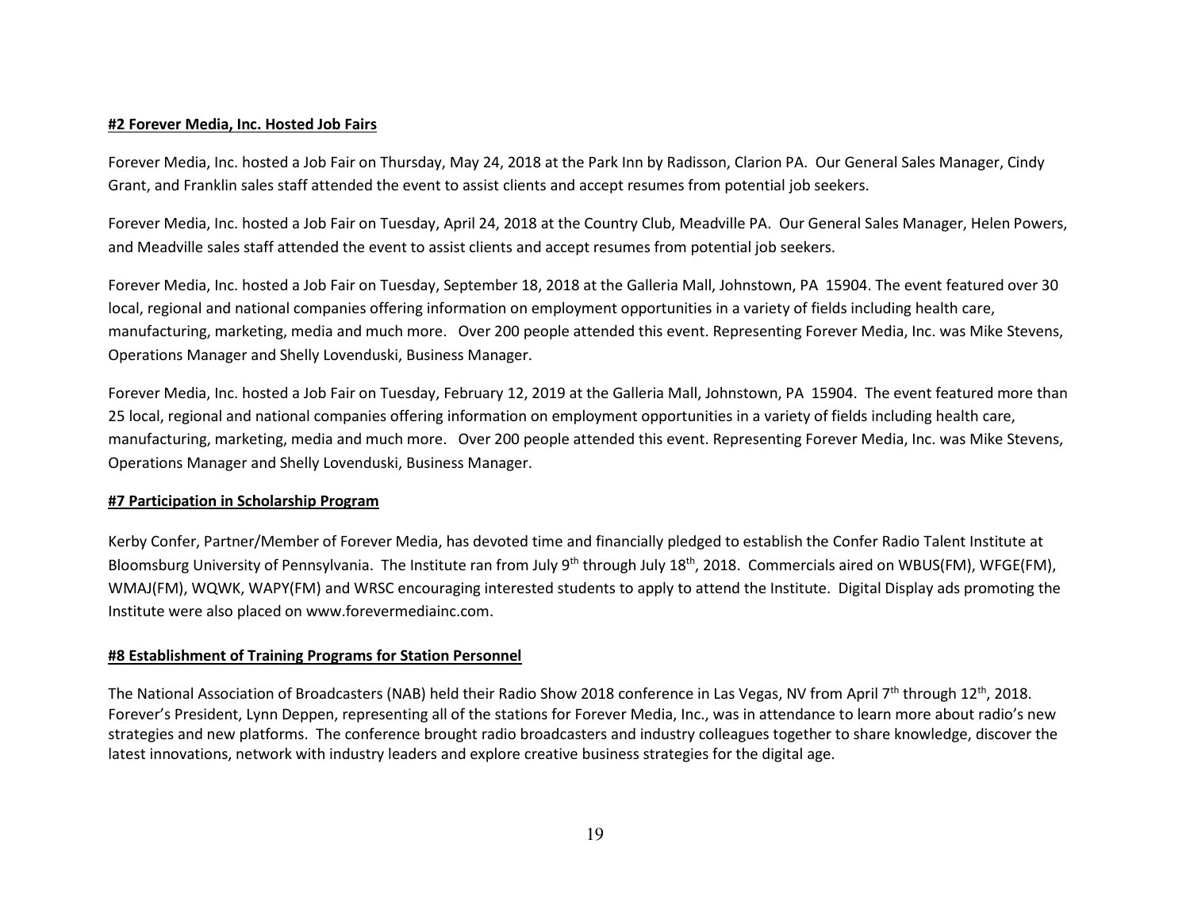**#2 Forever Media, Inc. Hosted Job Fairs**

Forever Media, Inc. hosted a Job Fair on Thursday, May 24, 2018 at the Park Inn by Radisson, Clarion PA. Our General Sales Manager, Cindy Grant, and Franklin sales staff attended the event to assist clients and accept resumes from potential job seekers.

Forever Media, Inc. hosted a Job Fair on Tuesday, April 24, 2018 at the Country Club, Meadville PA. Our General Sales Manager, Helen Powers, and Meadville sales staff attended the event to assist clients and accept resumes from potential job seekers.

Forever Media, Inc. hosted a Job Fair on Tuesday, September 18, 2018 at the Galleria Mall, Johnstown, PA 15904. The event featured over 30 local, regional and national companies offering information on employment opportunities in a variety of fields including health care, manufacturing, marketing, media and much more. Over 200 people attended this event. Representing Forever Media, Inc. was Mike Stevens, Operations Manager and Shelly Lovenduski, Business Manager.

Forever Media, Inc. hosted a Job Fair on Tuesday, February 12, 2019 at the Galleria Mall, Johnstown, PA 15904. The event featured more than 25 local, regional and national companies offering information on employment opportunities in a variety of fields including health care, manufacturing, marketing, media and much more. Over 200 people attended this event. Representing Forever Media, Inc. was Mike Stevens, Operations Manager and Shelly Lovenduski, Business Manager.

**#7 Participation in Scholarship Program**

Kerby Confer, Partner/Member of Forever Media, has devoted time and financially pledged to establish the Confer Radio Talent Institute at Bloomsburg University of Pennsylvania. The Institute ran from July 9th through July 18th, 2018. Commercials aired on WBUS(FM), WFGE(FM), WMAJ(FM), WQWK, WAPY(FM) and WRSC encouraging interested students to apply to attend the Institute. Digital Display ads promoting the Institute were also placed on www.forevermediainc.com.

**#8 Establishment of Training Programs for Station Personnel**

The National Association of Broadcasters (NAB) held their Radio Show 2018 conference in Las Vegas, NV from April 7th through 12th, 2018. Forever's President, Lynn Deppen, representing all of the stations for Forever Media, Inc., was in attendance to learn more about radio's new strategies and new platforms. The conference brought radio broadcasters and industry colleagues together to share knowledge, discover the latest innovations, network with industry leaders and explore creative business strategies for the digital age.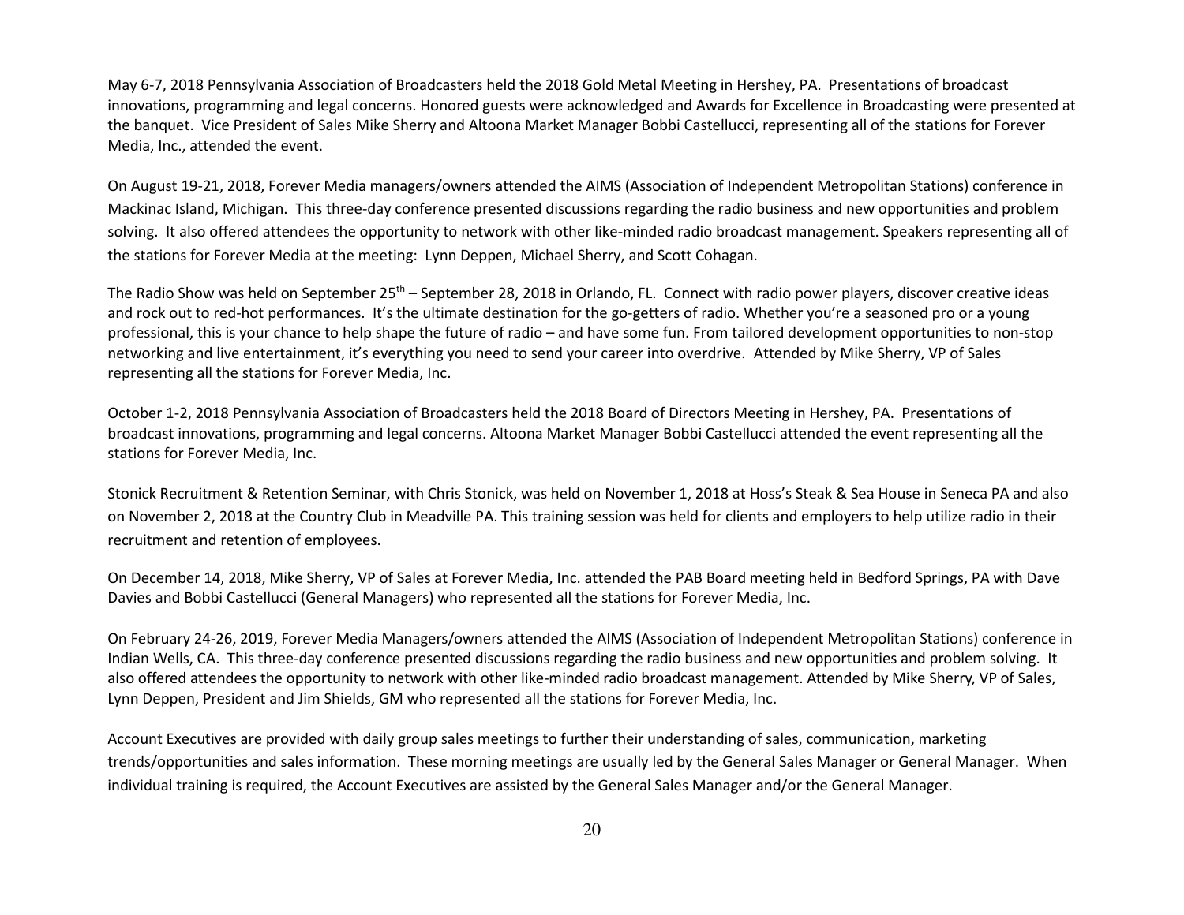May 6-7, 2018 Pennsylvania Association of Broadcasters held the 2018 Gold Metal Meeting in Hershey, PA. Presentations of broadcast innovations, programming and legal concerns. Honored guests were acknowledged and Awards for Excellence in Broadcasting were presented at the banquet. Vice President of Sales Mike Sherry and Altoona Market Manager Bobbi Castellucci, representing all of the stations for Forever Media, Inc., attended the event.

On August 19-21, 2018, Forever Media managers/owners attended the AIMS (Association of Independent Metropolitan Stations) conference in Mackinac Island, Michigan. This three-day conference presented discussions regarding the radio business and new opportunities and problem solving. It also offered attendees the opportunity to network with other like-minded radio broadcast management. Speakers representing all of the stations for Forever Media at the meeting: Lynn Deppen, Michael Sherry, and Scott Cohagan.

The Radio Show was held on September 25th – September 28, 2018 in Orlando, FL. Connect with radio power players, discover creative ideas and rock out to red-hot performances. It's the ultimate destination for the go-getters of radio. Whether you're a seasoned pro or a young professional, this is your chance to help shape the future of radio – and have some fun. From tailored development opportunities to non-stop networking and live entertainment, it's everything you need to send your career into overdrive. Attended by Mike Sherry, VP of Sales representing all the stations for Forever Media, Inc.

October 1-2, 2018 Pennsylvania Association of Broadcasters held the 2018 Board of Directors Meeting in Hershey, PA. Presentations of broadcast innovations, programming and legal concerns. Altoona Market Manager Bobbi Castellucci attended the event representing all the stations for Forever Media, Inc.

Stonick Recruitment & Retention Seminar, with Chris Stonick, was held on November 1, 2018 at Hoss's Steak & Sea House in Seneca PA and also on November 2, 2018 at the Country Club in Meadville PA. This training session was held for clients and employers to help utilize radio in their recruitment and retention of employees.

On December 14, 2018, Mike Sherry, VP of Sales at Forever Media, Inc. attended the PAB Board meeting held in Bedford Springs, PA with Dave Davies and Bobbi Castellucci (General Managers) who represented all the stations for Forever Media, Inc.

On February 24-26, 2019, Forever Media Managers/owners attended the AIMS (Association of Independent Metropolitan Stations) conference in Indian Wells, CA. This three-day conference presented discussions regarding the radio business and new opportunities and problem solving. It also offered attendees the opportunity to network with other like-minded radio broadcast management. Attended by Mike Sherry, VP of Sales, Lynn Deppen, President and Jim Shields, GM who represented all the stations for Forever Media, Inc.

Account Executives are provided with daily group sales meetings to further their understanding of sales, communication, marketing trends/opportunities and sales information. These morning meetings are usually led by the General Sales Manager or General Manager. When individual training is required, the Account Executives are assisted by the General Sales Manager and/or the General Manager.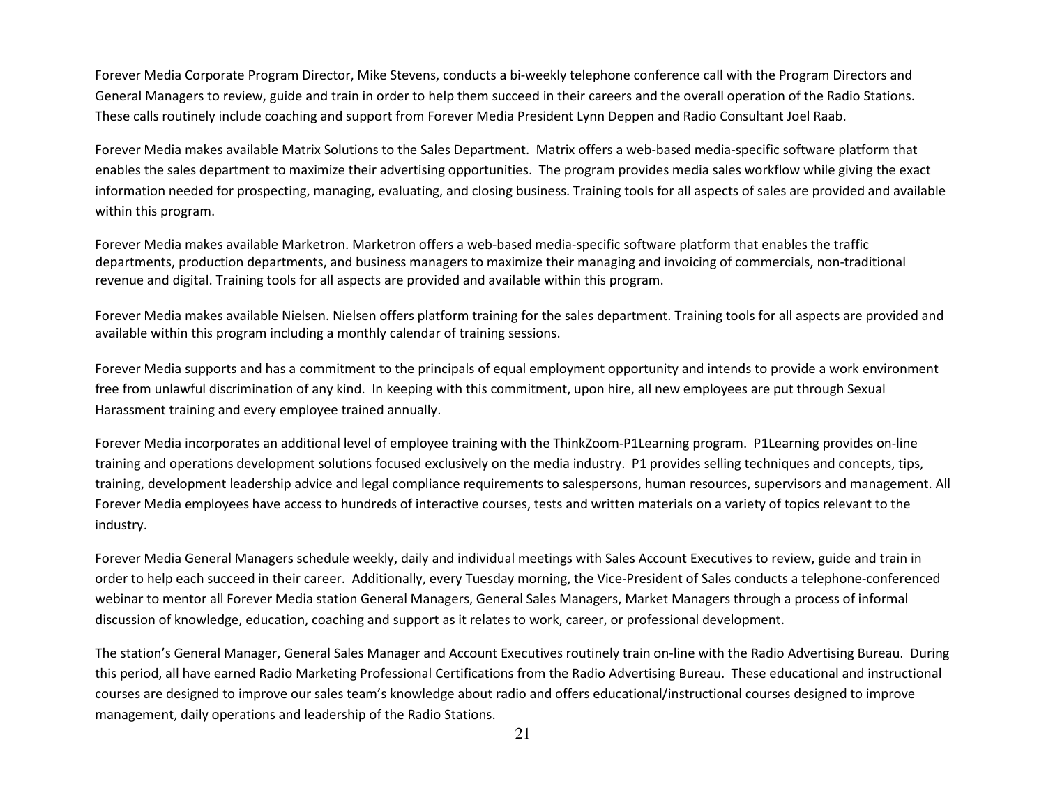Forever Media Corporate Program Director, Mike Stevens, conducts a bi-weekly telephone conference call with the Program Directors and General Managers to review, guide and train in order to help them succeed in their careers and the overall operation of the Radio Stations. These calls routinely include coaching and support from Forever Media President Lynn Deppen and Radio Consultant Joel Raab.

Forever Media makes available Matrix Solutions to the Sales Department. Matrix offers a web-based media-specific software platform that enables the sales department to maximize their advertising opportunities. The program provides media sales workflow while giving the exact information needed for prospecting, managing, evaluating, and closing business. Training tools for all aspects of sales are provided and available within this program.

Forever Media makes available Marketron. Marketron offers a web-based media-specific software platform that enables the traffic departments, production departments, and business managers to maximize their managing and invoicing of commercials, non-traditional revenue and digital. Training tools for all aspects are provided and available within this program.

Forever Media makes available Nielsen. Nielsen offers platform training for the sales department. Training tools for all aspects are provided and available within this program including a monthly calendar of training sessions.

Forever Media supports and has a commitment to the principals of equal employment opportunity and intends to provide a work environment free from unlawful discrimination of any kind. In keeping with this commitment, upon hire, all new employees are put through Sexual Harassment training and every employee trained annually.

Forever Media incorporates an additional level of employee training with the ThinkZoom-P1Learning program. P1Learning provides on-line training and operations development solutions focused exclusively on the media industry. P1 provides selling techniques and concepts, tips, training, development leadership advice and legal compliance requirements to salespersons, human resources, supervisors and management. All Forever Media employees have access to hundreds of interactive courses, tests and written materials on a variety of topics relevant to the industry.

Forever Media General Managers schedule weekly, daily and individual meetings with Sales Account Executives to review, guide and train in order to help each succeed in their career. Additionally, every Tuesday morning, the Vice-President of Sales conducts a telephone-conferenced webinar to mentor all Forever Media station General Managers, General Sales Managers, Market Managers through a process of informal discussion of knowledge, education, coaching and support as it relates to work, career, or professional development.

The station's General Manager, General Sales Manager and Account Executives routinely train on-line with the Radio Advertising Bureau. During this period, all have earned Radio Marketing Professional Certifications from the Radio Advertising Bureau. These educational and instructional courses are designed to improve our sales team's knowledge about radio and offers educational/instructional courses designed to improve management, daily operations and leadership of the Radio Stations.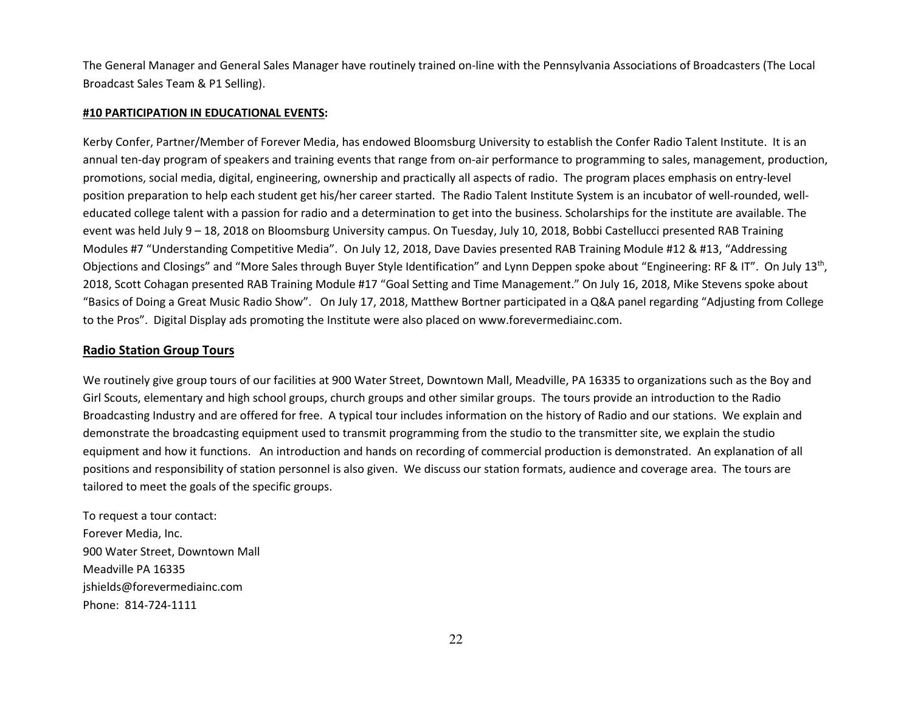The General Manager and General Sales Manager have routinely trained on-line with the Pennsylvania Associations of Broadcasters (The Local Broadcast Sales Team & P1 Selling).

**#10 PARTICIPATION IN EDUCATIONAL EVENTS:**

Kerby Confer, Partner/Member of Forever Media, has endowed Bloomsburg University to establish the Confer Radio Talent Institute. It is an annual ten-day program of speakers and training events that range from on-air performance to programming to sales, management, production, promotions, social media, digital, engineering, ownership and practically all aspects of radio. The program places emphasis on entry-level position preparation to help each student get his/her career started. The Radio Talent Institute System is an incubator of well-rounded, well-educated college talent with a passion for radio and a determination to get into the business. Scholarships for the institute are available. The event was held July 9 – 18, 2018 on Bloomsburg University campus. On Tuesday, July 10, 2018, Bobbi Castellucci presented RAB Training Modules #7 "Understanding Competitive Media". On July 12, 2018, Dave Davies presented RAB Training Module #12 & #13, "Addressing Objections and Closings" and "More Sales through Buyer Style Identification" and Lynn Deppen spoke about "Engineering: RF & IT". On July 13th, 2018, Scott Cohagan presented RAB Training Module #17 "Goal Setting and Time Management." On July 16, 2018, Mike Stevens spoke about "Basics of Doing a Great Music Radio Show". On July 17, 2018, Matthew Bortner participated in a Q&A panel regarding "Adjusting from College to the Pros". Digital Display ads promoting the Institute were also placed on www.forevermediainc.com.

## Radio Station Group Tours

We routinely give group tours of our facilities at 900 Water Street, Downtown Mall, Meadville, PA 16335 to organizations such as the Boy and Girl Scouts, elementary and high school groups, church groups and other similar groups. The tours provide an introduction to the Radio Broadcasting Industry and are offered for free. A typical tour includes information on the history of Radio and our stations. We explain and demonstrate the broadcasting equipment used to transmit programming from the studio to the transmitter site, we explain the studio equipment and how it functions. An introduction and hands on recording of commercial production is demonstrated. An explanation of all positions and responsibility of station personnel is also given. We discuss our station formats, audience and coverage area. The tours are tailored to meet the goals of the specific groups.

To request a tour contact:
Forever Media, Inc.
900 Water Street, Downtown Mall
Meadville PA 16335
jshields@forevermediainc.com
Phone: 814-724-1111